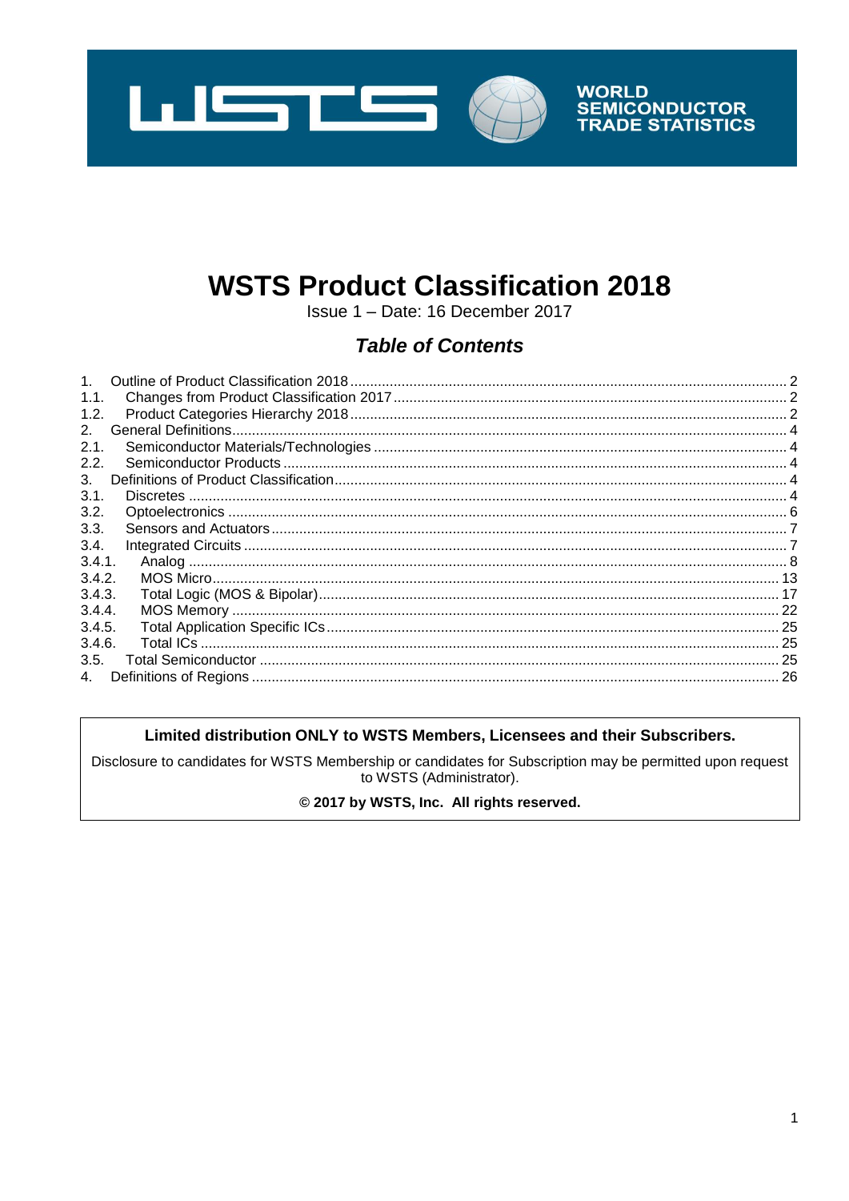WORLD SEMICONDUCTOR TRADE STATISTICS

# WSTS Product Classification 2018

Issue 1 – Date: 16 December 2017

## *Table of Contents*

1. Outline of Product Classification 2018 ..... 2
1.1. Changes from Product Classification 2017 ..... 2
1.2. Product Categories Hierarchy 2018 ..... 2
2. General Definitions ..... 4
2.1. Semiconductor Materials/Technologies ..... 4
2.2. Semiconductor Products ..... 4
3. Definitions of Product Classification ..... 4
3.1. Discretes ..... 4
3.2. Optoelectronics ..... 6
3.3. Sensors and Actuators ..... 7
3.4. Integrated Circuits ..... 7
3.4.1. Analog ..... 8
3.4.2. MOS Micro ..... 13
3.4.3. Total Logic (MOS & Bipolar) ..... 17
3.4.4. MOS Memory ..... 22
3.4.5. Total Application Specific ICs ..... 25
3.4.6. Total ICs ..... 25
3.5. Total Semiconductor ..... 25
4. Definitions of Regions ..... 26

**Limited distribution ONLY to WSTS Members, Licensees and their Subscribers.**

Disclosure to candidates for WSTS Membership or candidates for Subscription may be permitted upon request to WSTS (Administrator).

**© 2017 by WSTS, Inc. All rights reserved.**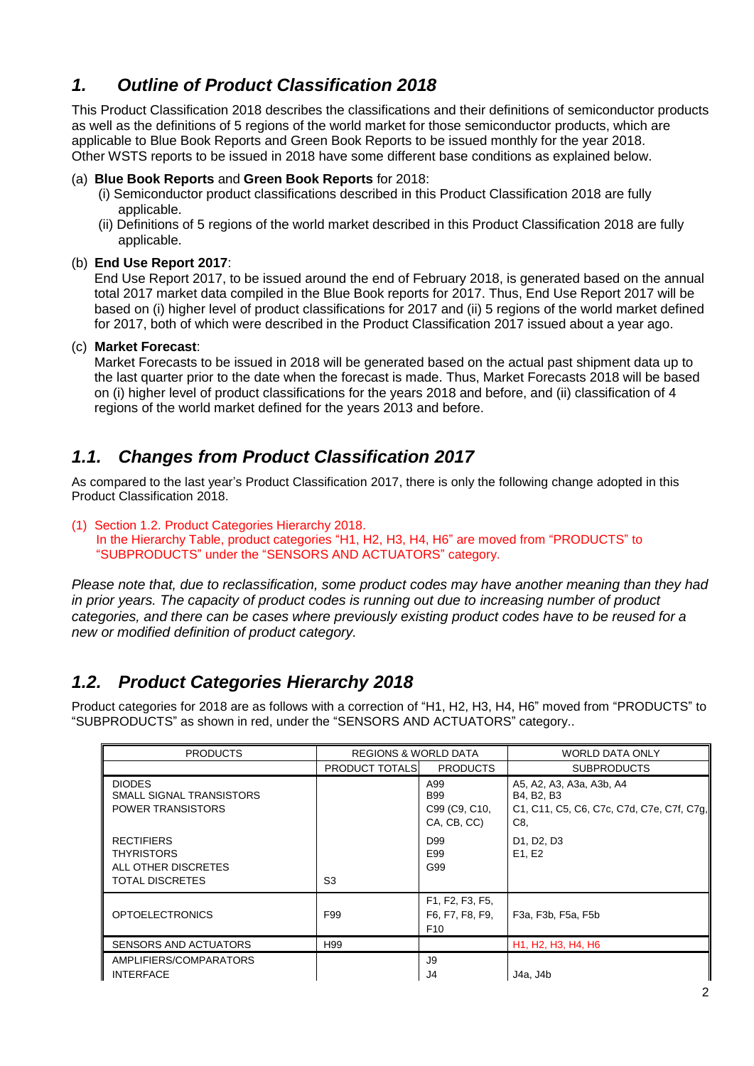## 1. *Outline of Product Classification 2018*

This Product Classification 2018 describes the classifications and their definitions of semiconductor products as well as the definitions of 5 regions of the world market for those semiconductor products, which are applicable to Blue Book Reports and Green Book Reports to be issued monthly for the year 2018. Other WSTS reports to be issued in 2018 have some different base conditions as explained below.

(a) **Blue Book Reports** and **Green Book Reports** for 2018:
  (i) Semiconductor product classifications described in this Product Classification 2018 are fully applicable.
  (ii) Definitions of 5 regions of the world market described in this Product Classification 2018 are fully applicable.

(b) **End Use Report 2017**:
End Use Report 2017, to be issued around the end of February 2018, is generated based on the annual total 2017 market data compiled in the Blue Book reports for 2017. Thus, End Use Report 2017 will be based on (i) higher level of product classifications for 2017 and (ii) 5 regions of the world market defined for 2017, both of which were described in the Product Classification 2017 issued about a year ago.

(c) **Market Forecast**:
Market Forecasts to be issued in 2018 will be generated based on the actual past shipment data up to the last quarter prior to the date when the forecast is made. Thus, Market Forecasts 2018 will be based on (i) higher level of product classifications for the years 2018 and before, and (ii) classification of 4 regions of the world market defined for the years 2013 and before.

## 1.1. *Changes from Product Classification 2017*

As compared to the last year's Product Classification 2017, there is only the following change adopted in this Product Classification 2018.

(1) Section 1.2. Product Categories Hierarchy 2018.
In the Hierarchy Table, product categories "H1, H2, H3, H4, H6" are moved from "PRODUCTS" to "SUBPRODUCTS" under the "SENSORS AND ACTUATORS" category.

*Please note that, due to reclassification, some product codes may have another meaning than they had in prior years. The capacity of product codes is running out due to increasing number of product categories, and there can be cases where previously existing product codes have to be reused for a new or modified definition of product category.*

## 1.2. *Product Categories Hierarchy 2018*

Product categories for 2018 are as follows with a correction of "H1, H2, H3, H4, H6" moved from "PRODUCTS" to "SUBPRODUCTS" as shown in red, under the "SENSORS AND ACTUATORS" category..

| PRODUCTS | REGIONS & WORLD DATA | | WORLD DATA ONLY |
|---|---|---|---|
| | PRODUCT TOTALS | PRODUCTS | SUBPRODUCTS |
| DIODES | | A99 | A5, A2, A3, A3a, A3b, A4 |
| SMALL SIGNAL TRANSISTORS | | B99 | B4, B2, B3 |
| POWER TRANSISTORS | | C99 (C9, C10, CA, CB, CC) | C1, C11, C5, C6, C7c, C7d, C7e, C7f, C7g, C8, |
| RECTIFIERS | | D99 | D1, D2, D3 |
| THYRISTORS | | E99 | E1, E2 |
| ALL OTHER DISCRETES | | G99 | |
| TOTAL DISCRETES | S3 | | |
| OPTOELECTRONICS | F99 | F1, F2, F3, F5, F6, F7, F8, F9, F10 | F3a, F3b, F5a, F5b |
| SENSORS AND ACTUATORS | H99 | | H1, H2, H3, H4, H6 |
| AMPLIFIERS/COMPARATORS | | J9 | |
| INTERFACE | | J4 | J4a, J4b |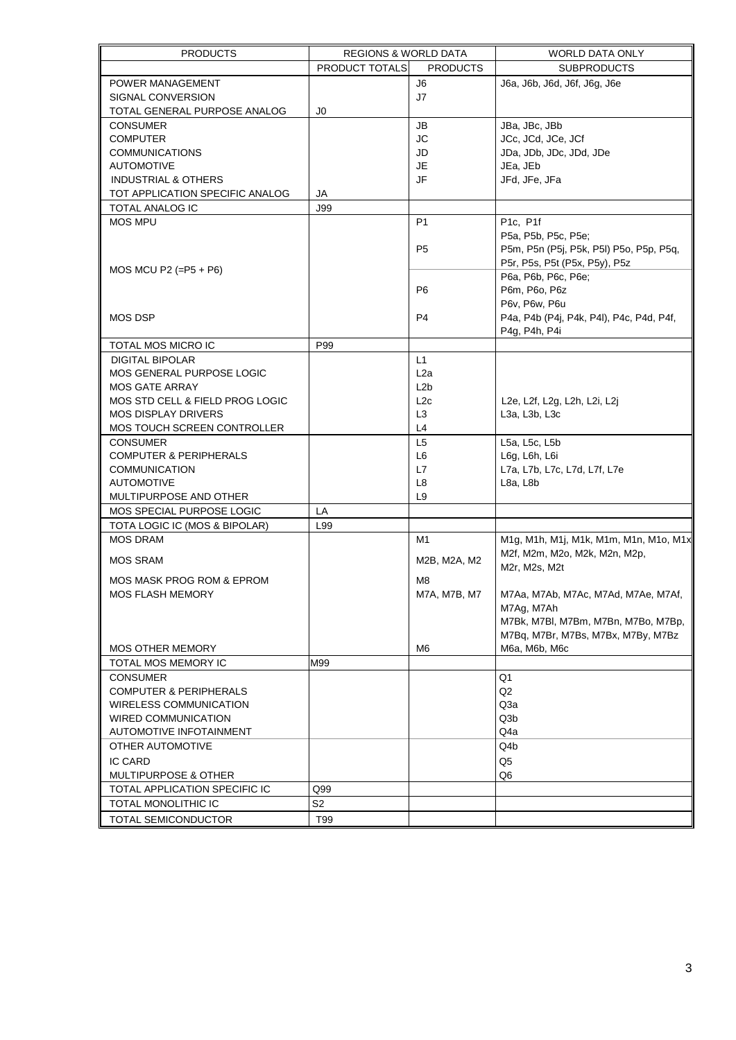| PRODUCTS | REGIONS & WORLD DATA | | WORLD DATA ONLY |
|---|---|---|---|
| | PRODUCT TOTALS | PRODUCTS | SUBPRODUCTS |
| POWER MANAGEMENT | | J6 | J6a, J6b, J6d, J6f, J6g, J6e |
| SIGNAL CONVERSION | | J7 | |
| TOTAL GENERAL PURPOSE ANALOG | J0 | | |
| CONSUMER | | JB | JBa, JBc, JBb |
| COMPUTER | | JC | JCc, JCd, JCe, JCf |
| COMMUNICATIONS | | JD | JDa, JDb, JDc, JDd, JDe |
| AUTOMOTIVE | | JE | JEa, JEb |
| INDUSTRIAL & OTHERS | | JF | JFd, JFe, JFa |
| TOT APPLICATION SPECIFIC ANALOG | JA | | |
| TOTAL ANALOG IC | J99 | | |
| MOS MPU | | P1 | P1c, P1f |
| MOS MCU P2 (=P5 + P6) | | P5 | P5a, P5b, P5c, P5e; P5m, P5n (P5j, P5k, P5l) P5o, P5p, P5q, P5r, P5s, P5t (P5x, P5y), P5z |
| | | P6 | P6a, P6b, P6c, P6e; P6m, P6o, P6z P6v, P6w, P6u |
| MOS DSP | | P4 | P4a, P4b (P4j, P4k, P4l), P4c, P4d, P4f, P4g, P4h, P4i |
| TOTAL MOS MICRO IC | P99 | | |
| DIGITAL BIPOLAR | | L1 | |
| MOS GENERAL PURPOSE LOGIC | | L2a | |
| MOS GATE ARRAY | | L2b | |
| MOS STD CELL & FIELD PROG LOGIC | | L2c | L2e, L2f, L2g, L2h, L2i, L2j |
| MOS DISPLAY DRIVERS | | L3 | L3a, L3b, L3c |
| MOS TOUCH SCREEN CONTROLLER | | L4 | |
| CONSUMER | | L5 | L5a, L5c, L5b |
| COMPUTER & PERIPHERALS | | L6 | L6g, L6h, L6i |
| COMMUNICATION | | L7 | L7a, L7b, L7c, L7d, L7f, L7e |
| AUTOMOTIVE | | L8 | L8a, L8b |
| MULTIPURPOSE AND OTHER | | L9 | |
| MOS SPECIAL PURPOSE LOGIC | LA | | |
| TOTA LOGIC IC (MOS & BIPOLAR) | L99 | | |
| MOS DRAM | | M1 | M1g, M1h, M1j, M1k, M1m, M1n, M1o, M1x |
| MOS SRAM | | M2B, M2A, M2 | M2f, M2m, M2o, M2k, M2n, M2p, M2r, M2s, M2t |
| MOS MASK PROG ROM & EPROM | | M8 | |
| MOS FLASH MEMORY | | M7A, M7B, M7 | M7Aa, M7Ab, M7Ac, M7Ad, M7Ae, M7Af, M7Ag, M7Ah M7Bk, M7Bl, M7Bm, M7Bn, M7Bo, M7Bp, M7Bq, M7Br, M7Bs, M7Bx, M7By, M7Bz |
| MOS OTHER MEMORY | | M6 | M6a, M6b, M6c |
| TOTAL MOS MEMORY IC | M99 | | |
| CONSUMER | | | Q1 |
| COMPUTER & PERIPHERALS | | | Q2 |
| WIRELESS COMMUNICATION | | | Q3a |
| WIRED COMMUNICATION | | | Q3b |
| AUTOMOTIVE INFOTAINMENT | | | Q4a |
| OTHER AUTOMOTIVE | | | Q4b |
| IC CARD | | | Q5 |
| MULTIPURPOSE & OTHER | | | Q6 |
| TOTAL APPLICATION SPECIFIC IC | Q99 | | |
| TOTAL MONOLITHIC IC | S2 | | |
| TOTAL SEMICONDUCTOR | T99 | | |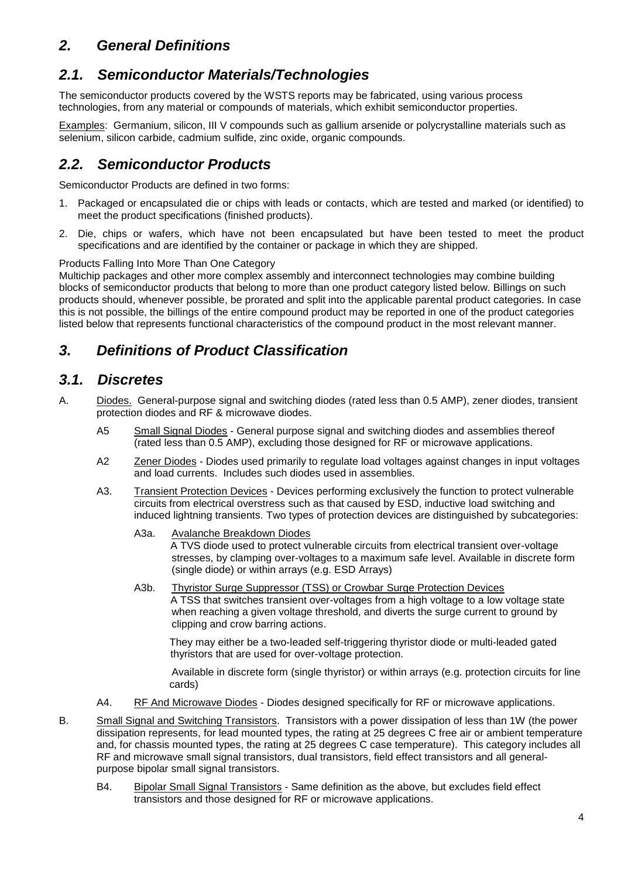## *2. General Definitions*

## *2.1. Semiconductor Materials/Technologies*

The semiconductor products covered by the WSTS reports may be fabricated, using various process technologies, from any material or compounds of materials, which exhibit semiconductor properties.

Examples: Germanium, silicon, III V compounds such as gallium arsenide or polycrystalline materials such as selenium, silicon carbide, cadmium sulfide, zinc oxide, organic compounds.

## *2.2. Semiconductor Products*

Semiconductor Products are defined in two forms:

1. Packaged or encapsulated die or chips with leads or contacts, which are tested and marked (or identified) to meet the product specifications (finished products).
2. Die, chips or wafers, which have not been encapsulated but have been tested to meet the product specifications and are identified by the container or package in which they are shipped.

Products Falling Into More Than One Category
Multichip packages and other more complex assembly and interconnect technologies may combine building blocks of semiconductor products that belong to more than one product category listed below. Billings on such products should, whenever possible, be prorated and split into the applicable parental product categories. In case this is not possible, the billings of the entire compound product may be reported in one of the product categories listed below that represents functional characteristics of the compound product in the most relevant manner.

# *3. Definitions of Product Classification*

## *3.1. Discretes*

A. Diodes. General-purpose signal and switching diodes (rated less than 0.5 AMP), zener diodes, transient protection diodes and RF & microwave diodes.

- A5 Small Signal Diodes - General purpose signal and switching diodes and assemblies thereof (rated less than 0.5 AMP), excluding those designed for RF or microwave applications.
- A2 Zener Diodes - Diodes used primarily to regulate load voltages against changes in input voltages and load currents. Includes such diodes used in assemblies.
- A3. Transient Protection Devices - Devices performing exclusively the function to protect vulnerable circuits from electrical overstress such as that caused by ESD, inductive load switching and induced lightning transients. Two types of protection devices are distinguished by subcategories:
  - A3a. Avalanche Breakdown Diodes
    A TVS diode used to protect vulnerable circuits from electrical transient over-voltage stresses, by clamping over-voltages to a maximum safe level. Available in discrete form (single diode) or within arrays (e.g. ESD Arrays)
  - A3b. Thyristor Surge Suppressor (TSS) or Crowbar Surge Protection Devices
    A TSS that switches transient over-voltages from a high voltage to a low voltage state when reaching a given voltage threshold, and diverts the surge current to ground by clipping and crow barring actions.

    They may either be a two-leaded self-triggering thyristor diode or multi-leaded gated thyristors that are used for over-voltage protection.

    Available in discrete form (single thyristor) or within arrays (e.g. protection circuits for line cards)
- A4. RF And Microwave Diodes - Diodes designed specifically for RF or microwave applications.

B. Small Signal and Switching Transistors. Transistors with a power dissipation of less than 1W (the power dissipation represents, for lead mounted types, the rating at 25 degrees C free air or ambient temperature and, for chassis mounted types, the rating at 25 degrees C case temperature). This category includes all RF and microwave small signal transistors, dual transistors, field effect transistors and all general-purpose bipolar small signal transistors.

- B4. Bipolar Small Signal Transistors - Same definition as the above, but excludes field effect transistors and those designed for RF or microwave applications.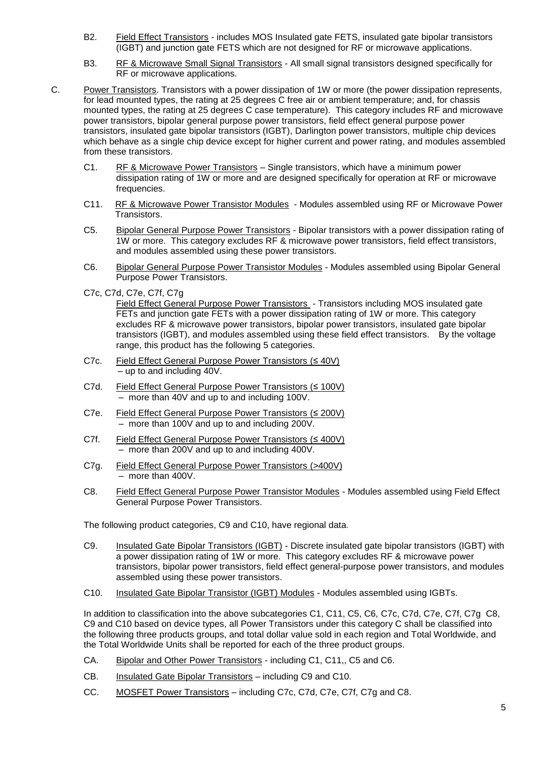B2. Field Effect Transistors - includes MOS Insulated gate FETS, insulated gate bipolar transistors (IGBT) and junction gate FETS which are not designed for RF or microwave applications.

B3. RF & Microwave Small Signal Transistors - All small signal transistors designed specifically for RF or microwave applications.

C. Power Transistors. Transistors with a power dissipation of 1W or more (the power dissipation represents, for lead mounted types, the rating at 25 degrees C free air or ambient temperature; and, for chassis mounted types, the rating at 25 degrees C case temperature). This category includes RF and microwave power transistors, bipolar general purpose power transistors, field effect general purpose power transistors, insulated gate bipolar transistors (IGBT), Darlington power transistors, multiple chip devices which behave as a single chip device except for higher current and power rating, and modules assembled from these transistors.

C1. RF & Microwave Power Transistors – Single transistors, which have a minimum power dissipation rating of 1W or more and are designed specifically for operation at RF or microwave frequencies.

C11. RF & Microwave Power Transistor Modules - Modules assembled using RF or Microwave Power Transistors.

C5. Bipolar General Purpose Power Transistors - Bipolar transistors with a power dissipation rating of 1W or more. This category excludes RF & microwave power transistors, field effect transistors, and modules assembled using these power transistors.

C6. Bipolar General Purpose Power Transistor Modules - Modules assembled using Bipolar General Purpose Power Transistors.

C7c, C7d, C7e, C7f, C7g
Field Effect General Purpose Power Transistors - Transistors including MOS insulated gate FETs and junction gate FETs with a power dissipation rating of 1W or more. This category excludes RF & microwave power transistors, bipolar power transistors, insulated gate bipolar transistors (IGBT), and modules assembled using these field effect transistors. By the voltage range, this product has the following 5 categories.

C7c. Field Effect General Purpose Power Transistors (≤ 40V)
– up to and including 40V.

C7d. Field Effect General Purpose Power Transistors (≤ 100V)
– more than 40V and up to and including 100V.

C7e. Field Effect General Purpose Power Transistors (≤ 200V)
– more than 100V and up to and including 200V.

C7f. Field Effect General Purpose Power Transistors (≤ 400V)
– more than 200V and up to and including 400V.

C7g. Field Effect General Purpose Power Transistors (>400V)
– more than 400V.

C8. Field Effect General Purpose Power Transistor Modules - Modules assembled using Field Effect General Purpose Power Transistors.

The following product categories, C9 and C10, have regional data.

C9. Insulated Gate Bipolar Transistors (IGBT) - Discrete insulated gate bipolar transistors (IGBT) with a power dissipation rating of 1W or more. This category excludes RF & microwave power transistors, bipolar power transistors, field effect general-purpose power transistors, and modules assembled using these power transistors.

C10. Insulated Gate Bipolar Transistor (IGBT) Modules - Modules assembled using IGBTs.

In addition to classification into the above subcategories C1, C11, C5, C6, C7c, C7d, C7e, C7f, C7g C8, C9 and C10 based on device types, all Power Transistors under this category C shall be classified into the following three products groups, and total dollar value sold in each region and Total Worldwide, and the Total Worldwide Units shall be reported for each of the three product groups.

CA. Bipolar and Other Power Transistors - including C1, C11,, C5 and C6.

CB. Insulated Gate Bipolar Transistors – including C9 and C10.

CC. MOSFET Power Transistors – including C7c, C7d, C7e, C7f, C7g and C8.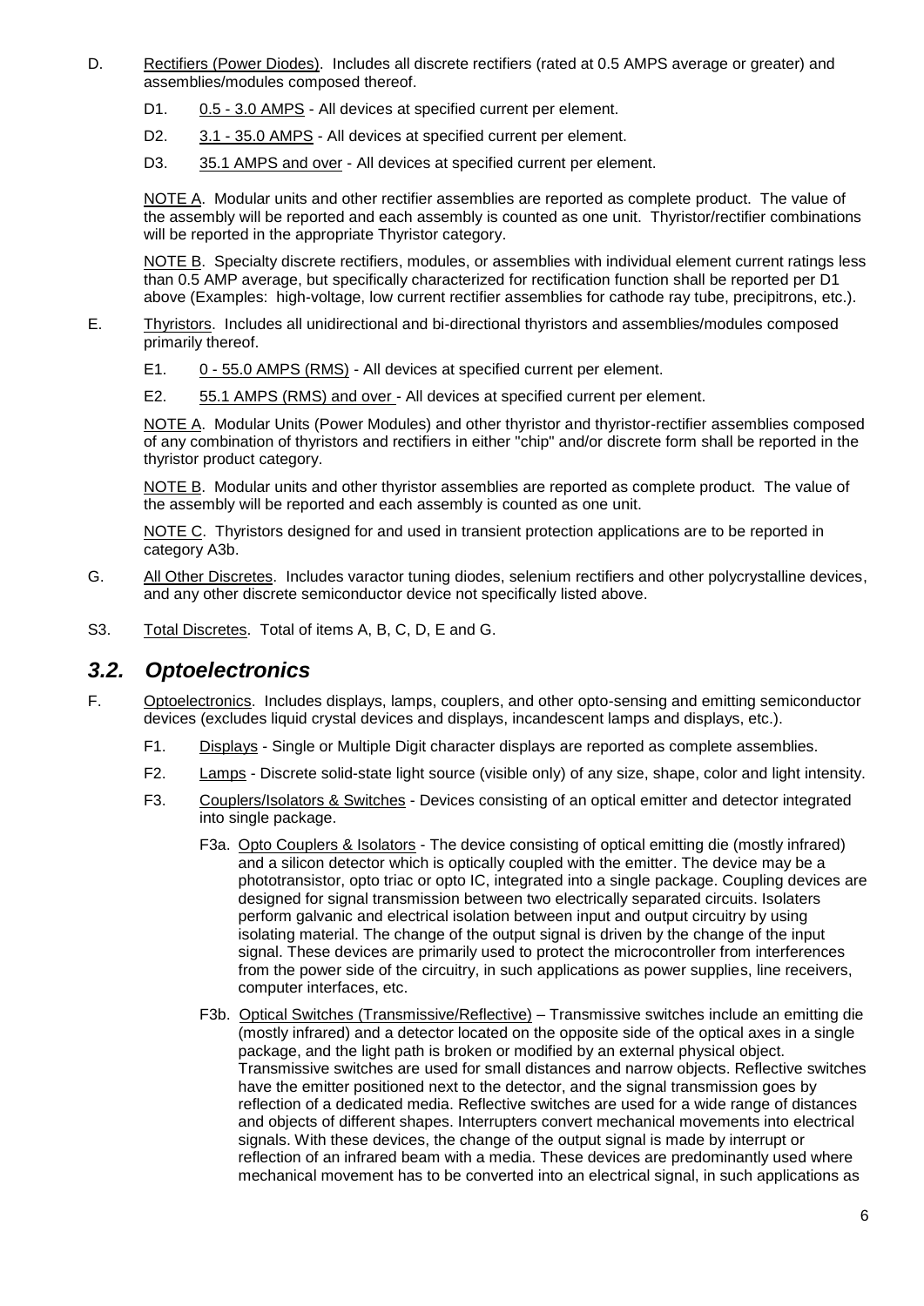D. Rectifiers (Power Diodes). Includes all discrete rectifiers (rated at 0.5 AMPS average or greater) and assemblies/modules composed thereof.

- D1. 0.5 - 3.0 AMPS - All devices at specified current per element.
- D2. 3.1 - 35.0 AMPS - All devices at specified current per element.
- D3. 35.1 AMPS and over - All devices at specified current per element.

NOTE A. Modular units and other rectifier assemblies are reported as complete product. The value of the assembly will be reported and each assembly is counted as one unit. Thyristor/rectifier combinations will be reported in the appropriate Thyristor category.

NOTE B. Specialty discrete rectifiers, modules, or assemblies with individual element current ratings less than 0.5 AMP average, but specifically characterized for rectification function shall be reported per D1 above (Examples: high-voltage, low current rectifier assemblies for cathode ray tube, precipitrons, etc.).

E. Thyristors. Includes all unidirectional and bi-directional thyristors and assemblies/modules composed primarily thereof.

- E1. 0 - 55.0 AMPS (RMS) - All devices at specified current per element.
- E2. 55.1 AMPS (RMS) and over - All devices at specified current per element.

NOTE A. Modular Units (Power Modules) and other thyristor and thyristor-rectifier assemblies composed of any combination of thyristors and rectifiers in either "chip" and/or discrete form shall be reported in the thyristor product category.

NOTE B. Modular units and other thyristor assemblies are reported as complete product. The value of the assembly will be reported and each assembly is counted as one unit.

NOTE C. Thyristors designed for and used in transient protection applications are to be reported in category A3b.

G. All Other Discretes. Includes varactor tuning diodes, selenium rectifiers and other polycrystalline devices, and any other discrete semiconductor device not specifically listed above.

S3. Total Discretes. Total of items A, B, C, D, E and G.

## *3.2. Optoelectronics*

F. Optoelectronics. Includes displays, lamps, couplers, and other opto-sensing and emitting semiconductor devices (excludes liquid crystal devices and displays, incandescent lamps and displays, etc.).

- F1. Displays - Single or Multiple Digit character displays are reported as complete assemblies.
- F2. Lamps - Discrete solid-state light source (visible only) of any size, shape, color and light intensity.
- F3. Couplers/Isolators & Switches - Devices consisting of an optical emitter and detector integrated into single package.
  - F3a. Opto Couplers & Isolators - The device consisting of optical emitting die (mostly infrared) and a silicon detector which is optically coupled with the emitter. The device may be a phototransistor, opto triac or opto IC, integrated into a single package. Coupling devices are designed for signal transmission between two electrically separated circuits. Isolaters perform galvanic and electrical isolation between input and output circuitry by using isolating material. The change of the output signal is driven by the change of the input signal. These devices are primarily used to protect the microcontroller from interferences from the power side of the circuitry, in such applications as power supplies, line receivers, computer interfaces, etc.
  - F3b. Optical Switches (Transmissive/Reflective) – Transmissive switches include an emitting die (mostly infrared) and a detector located on the opposite side of the optical axes in a single package, and the light path is broken or modified by an external physical object. Transmissive switches are used for small distances and narrow objects. Reflective switches have the emitter positioned next to the detector, and the signal transmission goes by reflection of a dedicated media. Reflective switches are used for a wide range of distances and objects of different shapes. Interrupters convert mechanical movements into electrical signals. With these devices, the change of the output signal is made by interrupt or reflection of an infrared beam with a media. These devices are predominantly used where mechanical movement has to be converted into an electrical signal, in such applications as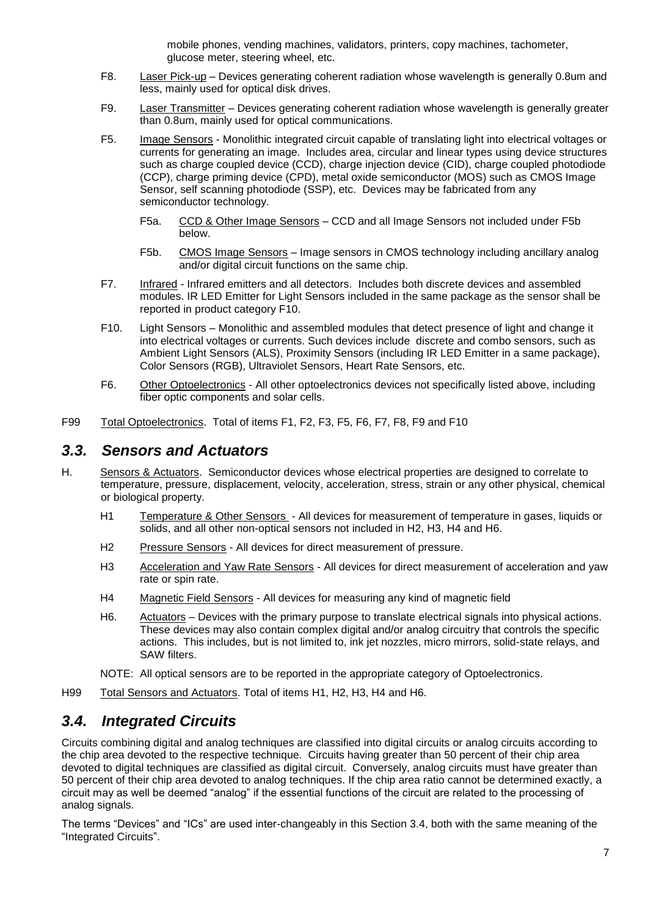mobile phones, vending machines, validators, printers, copy machines, tachometer, glucose meter, steering wheel, etc.

F8. Laser Pick-up – Devices generating coherent radiation whose wavelength is generally 0.8um and less, mainly used for optical disk drives.

F9. Laser Transmitter – Devices generating coherent radiation whose wavelength is generally greater than 0.8um, mainly used for optical communications.

F5. Image Sensors - Monolithic integrated circuit capable of translating light into electrical voltages or currents for generating an image. Includes area, circular and linear types using device structures such as charge coupled device (CCD), charge injection device (CID), charge coupled photodiode (CCP), charge priming device (CPD), metal oxide semiconductor (MOS) such as CMOS Image Sensor, self scanning photodiode (SSP), etc. Devices may be fabricated from any semiconductor technology.

- F5a. CCD & Other Image Sensors – CCD and all Image Sensors not included under F5b below.
- F5b. CMOS Image Sensors – Image sensors in CMOS technology including ancillary analog and/or digital circuit functions on the same chip.

F7. Infrared - Infrared emitters and all detectors. Includes both discrete devices and assembled modules. IR LED Emitter for Light Sensors included in the same package as the sensor shall be reported in product category F10.

F10. Light Sensors – Monolithic and assembled modules that detect presence of light and change it into electrical voltages or currents. Such devices include discrete and combo sensors, such as Ambient Light Sensors (ALS), Proximity Sensors (including IR LED Emitter in a same package), Color Sensors (RGB), Ultraviolet Sensors, Heart Rate Sensors, etc.

F6. Other Optoelectronics - All other optoelectronics devices not specifically listed above, including fiber optic components and solar cells.

F99 Total Optoelectronics. Total of items F1, F2, F3, F5, F6, F7, F8, F9 and F10

## *3.3. Sensors and Actuators*

H. Sensors & Actuators. Semiconductor devices whose electrical properties are designed to correlate to temperature, pressure, displacement, velocity, acceleration, stress, strain or any other physical, chemical or biological property.

- H1 Temperature & Other Sensors - All devices for measurement of temperature in gases, liquids or solids, and all other non-optical sensors not included in H2, H3, H4 and H6.
- H2 Pressure Sensors - All devices for direct measurement of pressure.
- H3 Acceleration and Yaw Rate Sensors - All devices for direct measurement of acceleration and yaw rate or spin rate.
- H4 Magnetic Field Sensors - All devices for measuring any kind of magnetic field
- H6. Actuators – Devices with the primary purpose to translate electrical signals into physical actions. These devices may also contain complex digital and/or analog circuitry that controls the specific actions. This includes, but is not limited to, ink jet nozzles, micro mirrors, solid-state relays, and SAW filters.

NOTE: All optical sensors are to be reported in the appropriate category of Optoelectronics.

H99 Total Sensors and Actuators. Total of items H1, H2, H3, H4 and H6.

## *3.4. Integrated Circuits*

Circuits combining digital and analog techniques are classified into digital circuits or analog circuits according to the chip area devoted to the respective technique. Circuits having greater than 50 percent of their chip area devoted to digital techniques are classified as digital circuit. Conversely, analog circuits must have greater than 50 percent of their chip area devoted to analog techniques. If the chip area ratio cannot be determined exactly, a circuit may as well be deemed "analog" if the essential functions of the circuit are related to the processing of analog signals.

The terms "Devices" and "ICs" are used inter-changeably in this Section 3.4, both with the same meaning of the "Integrated Circuits".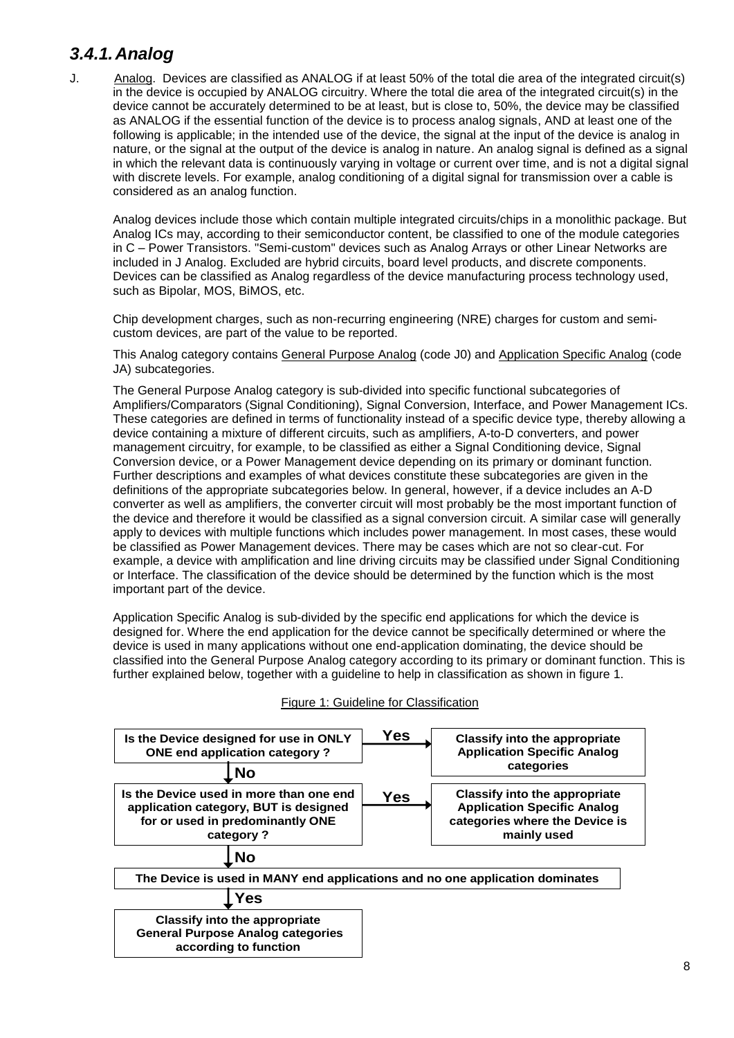### *3.4.1. Analog*

J. Analog. Devices are classified as ANALOG if at least 50% of the total die area of the integrated circuit(s) in the device is occupied by ANALOG circuitry. Where the total die area of the integrated circuit(s) in the device cannot be accurately determined to be at least, but is close to, 50%, the device may be classified as ANALOG if the essential function of the device is to process analog signals, AND at least one of the following is applicable; in the intended use of the device, the signal at the input of the device is analog in nature, or the signal at the output of the device is analog in nature. An analog signal is defined as a signal in which the relevant data is continuously varying in voltage or current over time, and is not a digital signal with discrete levels. For example, analog conditioning of a digital signal for transmission over a cable is considered as an analog function.

Analog devices include those which contain multiple integrated circuits/chips in a monolithic package. But Analog ICs may, according to their semiconductor content, be classified to one of the module categories in C – Power Transistors. "Semi-custom" devices such as Analog Arrays or other Linear Networks are included in J Analog. Excluded are hybrid circuits, board level products, and discrete components. Devices can be classified as Analog regardless of the device manufacturing process technology used, such as Bipolar, MOS, BiMOS, etc.

Chip development charges, such as non-recurring engineering (NRE) charges for custom and semi-custom devices, are part of the value to be reported.

This Analog category contains General Purpose Analog (code J0) and Application Specific Analog (code JA) subcategories.

The General Purpose Analog category is sub-divided into specific functional subcategories of Amplifiers/Comparators (Signal Conditioning), Signal Conversion, Interface, and Power Management ICs. These categories are defined in terms of functionality instead of a specific device type, thereby allowing a device containing a mixture of different circuits, such as amplifiers, A-to-D converters, and power management circuitry, for example, to be classified as either a Signal Conditioning device, Signal Conversion device, or a Power Management device depending on its primary or dominant function. Further descriptions and examples of what devices constitute these subcategories are given in the definitions of the appropriate subcategories below. In general, however, if a device includes an A-D converter as well as amplifiers, the converter circuit will most probably be the most important function of the device and therefore it would be classified as a signal conversion circuit. A similar case will generally apply to devices with multiple functions which includes power management. In most cases, these would be classified as Power Management devices. There may be cases which are not so clear-cut. For example, a device with amplification and line driving circuits may be classified under Signal Conditioning or Interface. The classification of the device should be determined by the function which is the most important part of the device.

Application Specific Analog is sub-divided by the specific end applications for which the device is designed for. Where the end application for the device cannot be specifically determined or where the device is used in many applications without one end-application dominating, the device should be classified into the General Purpose Analog category according to its primary or dominant function. This is further explained below, together with a guideline to help in classification as shown in figure 1.

Figure 1: Guideline for Classification

**Is the Device designed for use in ONLY ONE end application category ?**
- **Yes** → **Classify into the appropriate Application Specific Analog categories**
- **No** ↓

**Is the Device used in more than one end application category, BUT is designed for or used in predominantly ONE category ?**
- **Yes** → **Classify into the appropriate Application Specific Analog categories where the Device is mainly used**
- **No** ↓

**The Device is used in MANY end applications and no one application dominates**
- **Yes** ↓

**Classify into the appropriate General Purpose Analog categories according to function**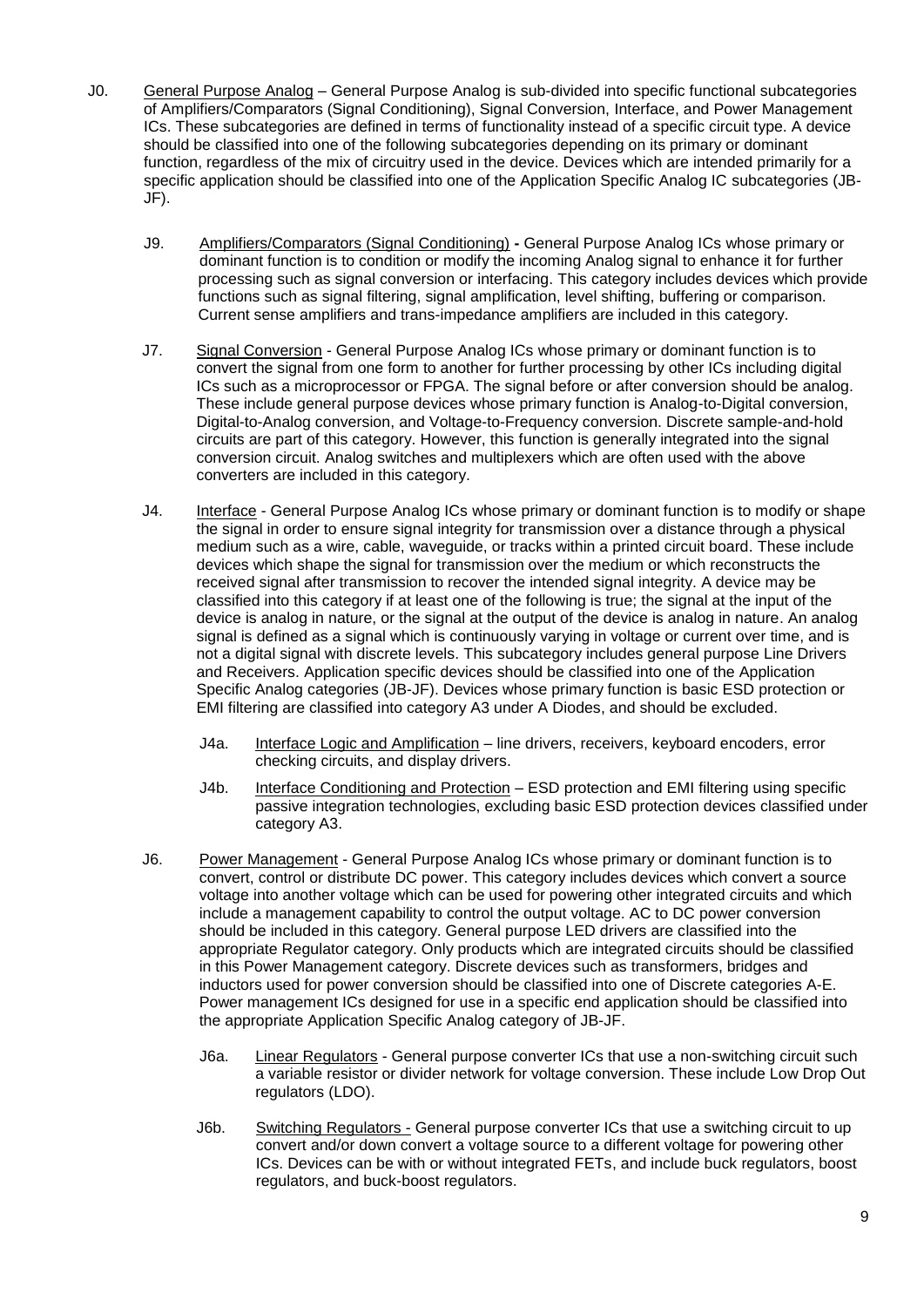J0. General Purpose Analog – General Purpose Analog is sub-divided into specific functional subcategories of Amplifiers/Comparators (Signal Conditioning), Signal Conversion, Interface, and Power Management ICs. These subcategories are defined in terms of functionality instead of a specific circuit type. A device should be classified into one of the following subcategories depending on its primary or dominant function, regardless of the mix of circuitry used in the device. Devices which are intended primarily for a specific application should be classified into one of the Application Specific Analog IC subcategories (JB-JF).

J9. Amplifiers/Comparators (Signal Conditioning) **-** General Purpose Analog ICs whose primary or dominant function is to condition or modify the incoming Analog signal to enhance it for further processing such as signal conversion or interfacing. This category includes devices which provide functions such as signal filtering, signal amplification, level shifting, buffering or comparison. Current sense amplifiers and trans-impedance amplifiers are included in this category.

J7. Signal Conversion - General Purpose Analog ICs whose primary or dominant function is to convert the signal from one form to another for further processing by other ICs including digital ICs such as a microprocessor or FPGA. The signal before or after conversion should be analog. These include general purpose devices whose primary function is Analog-to-Digital conversion, Digital-to-Analog conversion, and Voltage-to-Frequency conversion. Discrete sample-and-hold circuits are part of this category. However, this function is generally integrated into the signal conversion circuit. Analog switches and multiplexers which are often used with the above converters are included in this category.

J4. Interface - General Purpose Analog ICs whose primary or dominant function is to modify or shape the signal in order to ensure signal integrity for transmission over a distance through a physical medium such as a wire, cable, waveguide, or tracks within a printed circuit board. These include devices which shape the signal for transmission over the medium or which reconstructs the received signal after transmission to recover the intended signal integrity. A device may be classified into this category if at least one of the following is true; the signal at the input of the device is analog in nature, or the signal at the output of the device is analog in nature. An analog signal is defined as a signal which is continuously varying in voltage or current over time, and is not a digital signal with discrete levels. This subcategory includes general purpose Line Drivers and Receivers. Application specific devices should be classified into one of the Application Specific Analog categories (JB-JF). Devices whose primary function is basic ESD protection or EMI filtering are classified into category A3 under A Diodes, and should be excluded.

J4a. Interface Logic and Amplification – line drivers, receivers, keyboard encoders, error checking circuits, and display drivers.

J4b. Interface Conditioning and Protection – ESD protection and EMI filtering using specific passive integration technologies, excluding basic ESD protection devices classified under category A3.

J6. Power Management - General Purpose Analog ICs whose primary or dominant function is to convert, control or distribute DC power. This category includes devices which convert a source voltage into another voltage which can be used for powering other integrated circuits and which include a management capability to control the output voltage. AC to DC power conversion should be included in this category. General purpose LED drivers are classified into the appropriate Regulator category. Only products which are integrated circuits should be classified in this Power Management category. Discrete devices such as transformers, bridges and inductors used for power conversion should be classified into one of Discrete categories A-E. Power management ICs designed for use in a specific end application should be classified into the appropriate Application Specific Analog category of JB-JF.

J6a. Linear Regulators - General purpose converter ICs that use a non-switching circuit such a variable resistor or divider network for voltage conversion. These include Low Drop Out regulators (LDO).

J6b. Switching Regulators - General purpose converter ICs that use a switching circuit to up convert and/or down convert a voltage source to a different voltage for powering other ICs. Devices can be with or without integrated FETs, and include buck regulators, boost regulators, and buck-boost regulators.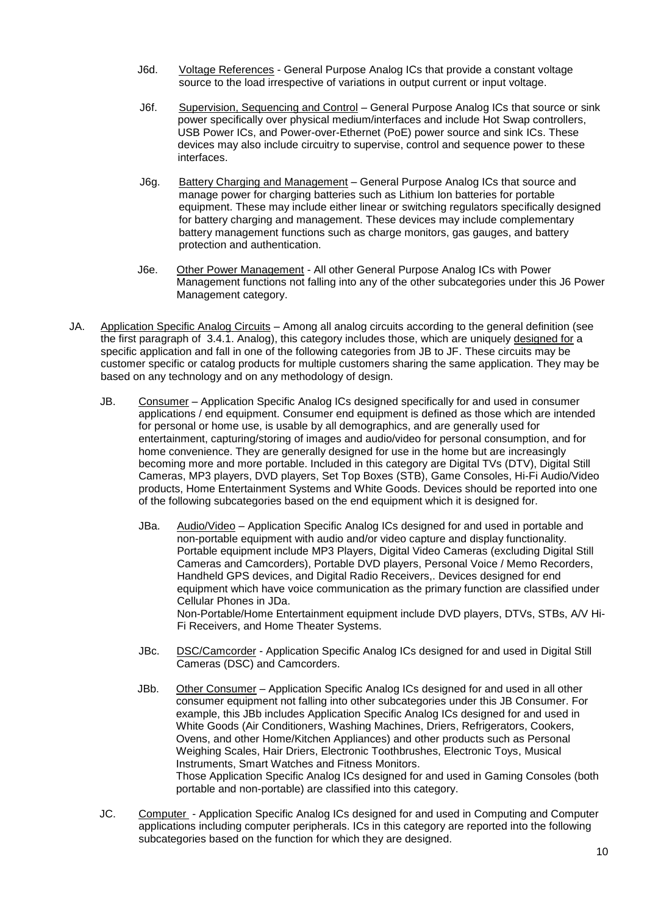J6d. Voltage References - General Purpose Analog ICs that provide a constant voltage source to the load irrespective of variations in output current or input voltage.

J6f. Supervision, Sequencing and Control – General Purpose Analog ICs that source or sink power specifically over physical medium/interfaces and include Hot Swap controllers, USB Power ICs, and Power-over-Ethernet (PoE) power source and sink ICs. These devices may also include circuitry to supervise, control and sequence power to these interfaces.

J6g. Battery Charging and Management – General Purpose Analog ICs that source and manage power for charging batteries such as Lithium Ion batteries for portable equipment. These may include either linear or switching regulators specifically designed for battery charging and management. These devices may include complementary battery management functions such as charge monitors, gas gauges, and battery protection and authentication.

J6e. Other Power Management - All other General Purpose Analog ICs with Power Management functions not falling into any of the other subcategories under this J6 Power Management category.

JA. Application Specific Analog Circuits – Among all analog circuits according to the general definition (see the first paragraph of 3.4.1. Analog), this category includes those, which are uniquely designed for a specific application and fall in one of the following categories from JB to JF. These circuits may be customer specific or catalog products for multiple customers sharing the same application. They may be based on any technology and on any methodology of design.

JB. Consumer – Application Specific Analog ICs designed specifically for and used in consumer applications / end equipment. Consumer end equipment is defined as those which are intended for personal or home use, is usable by all demographics, and are generally used for entertainment, capturing/storing of images and audio/video for personal consumption, and for home convenience. They are generally designed for use in the home but are increasingly becoming more and more portable. Included in this category are Digital TVs (DTV), Digital Still Cameras, MP3 players, DVD players, Set Top Boxes (STB), Game Consoles, Hi-Fi Audio/Video products, Home Entertainment Systems and White Goods. Devices should be reported into one of the following subcategories based on the end equipment which it is designed for.

JBa. Audio/Video – Application Specific Analog ICs designed for and used in portable and non-portable equipment with audio and/or video capture and display functionality. Portable equipment include MP3 Players, Digital Video Cameras (excluding Digital Still Cameras and Camcorders), Portable DVD players, Personal Voice / Memo Recorders, Handheld GPS devices, and Digital Radio Receivers,. Devices designed for end equipment which have voice communication as the primary function are classified under Cellular Phones in JDa.
Non-Portable/Home Entertainment equipment include DVD players, DTVs, STBs, A/V Hi-Fi Receivers, and Home Theater Systems.

JBc. DSC/Camcorder - Application Specific Analog ICs designed for and used in Digital Still Cameras (DSC) and Camcorders.

JBb. Other Consumer – Application Specific Analog ICs designed for and used in all other consumer equipment not falling into other subcategories under this JB Consumer. For example, this JBb includes Application Specific Analog ICs designed for and used in White Goods (Air Conditioners, Washing Machines, Driers, Refrigerators, Cookers, Ovens, and other Home/Kitchen Appliances) and other products such as Personal Weighing Scales, Hair Driers, Electronic Toothbrushes, Electronic Toys, Musical Instruments, Smart Watches and Fitness Monitors.
Those Application Specific Analog ICs designed for and used in Gaming Consoles (both portable and non-portable) are classified into this category.

JC. Computer - Application Specific Analog ICs designed for and used in Computing and Computer applications including computer peripherals. ICs in this category are reported into the following subcategories based on the function for which they are designed.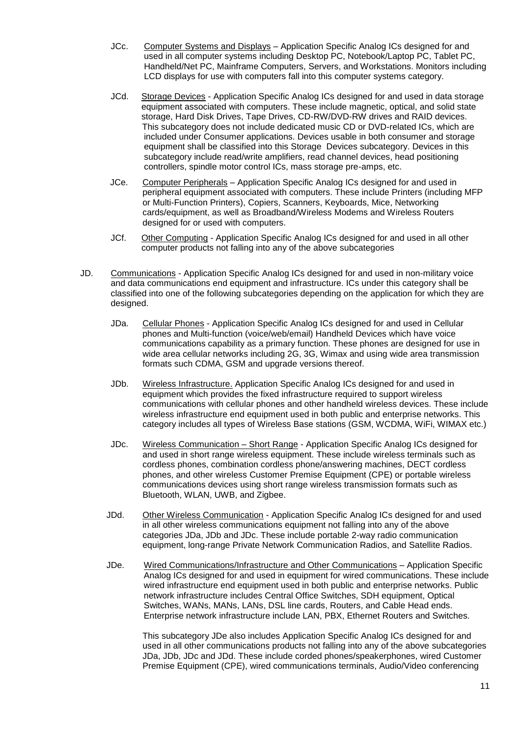JCc. <u>Computer Systems and Displays</u> – Application Specific Analog ICs designed for and used in all computer systems including Desktop PC, Notebook/Laptop PC, Tablet PC, Handheld/Net PC, Mainframe Computers, Servers, and Workstations. Monitors including LCD displays for use with computers fall into this computer systems category.

JCd. <u>Storage Devices</u> - Application Specific Analog ICs designed for and used in data storage equipment associated with computers. These include magnetic, optical, and solid state storage, Hard Disk Drives, Tape Drives, CD-RW/DVD-RW drives and RAID devices. This subcategory does not include dedicated music CD or DVD-related ICs, which are included under Consumer applications. Devices usable in both consumer and storage equipment shall be classified into this Storage Devices subcategory. Devices in this subcategory include read/write amplifiers, read channel devices, head positioning controllers, spindle motor control ICs, mass storage pre-amps, etc.

JCe. <u>Computer Peripherals</u> – Application Specific Analog ICs designed for and used in peripheral equipment associated with computers. These include Printers (including MFP or Multi-Function Printers), Copiers, Scanners, Keyboards, Mice, Networking cards/equipment, as well as Broadband/Wireless Modems and Wireless Routers designed for or used with computers.

JCf. <u>Other Computing</u> - Application Specific Analog ICs designed for and used in all other computer products not falling into any of the above subcategories

JD. <u>Communications</u> - Application Specific Analog ICs designed for and used in non-military voice and data communications end equipment and infrastructure. ICs under this category shall be classified into one of the following subcategories depending on the application for which they are designed.

JDa. <u>Cellular Phones</u> - Application Specific Analog ICs designed for and used in Cellular phones and Multi-function (voice/web/email) Handheld Devices which have voice communications capability as a primary function. These phones are designed for use in wide area cellular networks including 2G, 3G, Wimax and using wide area transmission formats such CDMA, GSM and upgrade versions thereof.

JDb. <u>Wireless Infrastructure.</u> Application Specific Analog ICs designed for and used in equipment which provides the fixed infrastructure required to support wireless communications with cellular phones and other handheld wireless devices. These include wireless infrastructure end equipment used in both public and enterprise networks. This category includes all types of Wireless Base stations (GSM, WCDMA, WiFi, WIMAX etc.)

JDc. <u>Wireless Communication – Short Range</u> - Application Specific Analog ICs designed for and used in short range wireless equipment. These include wireless terminals such as cordless phones, combination cordless phone/answering machines, DECT cordless phones, and other wireless Customer Premise Equipment (CPE) or portable wireless communications devices using short range wireless transmission formats such as Bluetooth, WLAN, UWB, and Zigbee.

JDd. <u>Other Wireless Communication</u> - Application Specific Analog ICs designed for and used in all other wireless communications equipment not falling into any of the above categories JDa, JDb and JDc. These include portable 2-way radio communication equipment, long-range Private Network Communication Radios, and Satellite Radios.

JDe. <u>Wired Communications/Infrastructure and Other Communications</u> – Application Specific Analog ICs designed for and used in equipment for wired communications. These include wired infrastructure end equipment used in both public and enterprise networks. Public network infrastructure includes Central Office Switches, SDH equipment, Optical Switches, WANs, MANs, LANs, DSL line cards, Routers, and Cable Head ends. Enterprise network infrastructure include LAN, PBX, Ethernet Routers and Switches.

This subcategory JDe also includes Application Specific Analog ICs designed for and used in all other communications products not falling into any of the above subcategories JDa, JDb, JDc and JDd. These include corded phones/speakerphones, wired Customer Premise Equipment (CPE), wired communications terminals, Audio/Video conferencing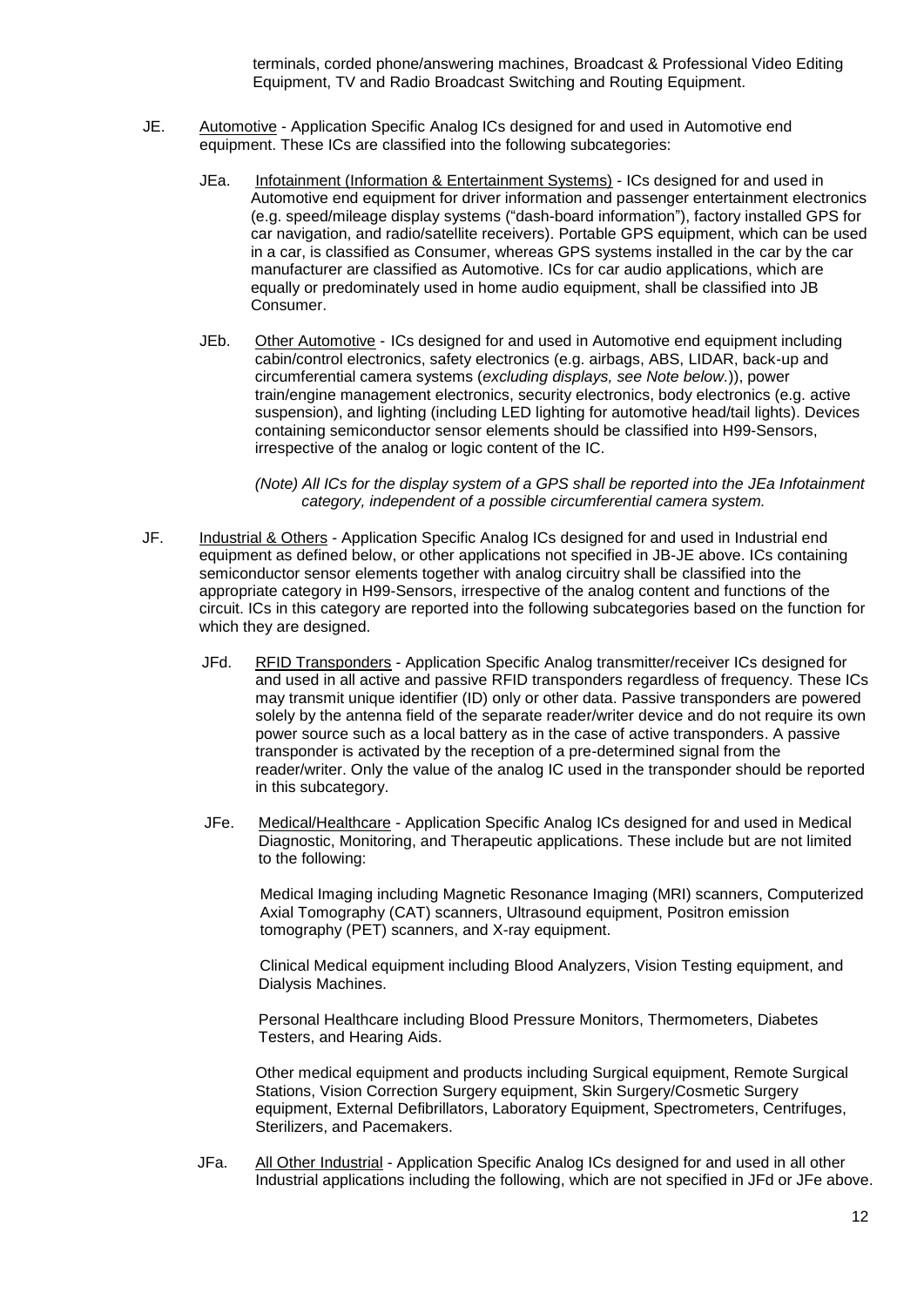terminals, corded phone/answering machines, Broadcast & Professional Video Editing Equipment, TV and Radio Broadcast Switching and Routing Equipment.

JE. Automotive - Application Specific Analog ICs designed for and used in Automotive end equipment. These ICs are classified into the following subcategories:

JEa. Infotainment (Information & Entertainment Systems) - ICs designed for and used in Automotive end equipment for driver information and passenger entertainment electronics (e.g. speed/mileage display systems ("dash-board information"), factory installed GPS for car navigation, and radio/satellite receivers). Portable GPS equipment, which can be used in a car, is classified as Consumer, whereas GPS systems installed in the car by the car manufacturer are classified as Automotive. ICs for car audio applications, which are equally or predominately used in home audio equipment, shall be classified into JB Consumer.

JEb. Other Automotive - ICs designed for and used in Automotive end equipment including cabin/control electronics, safety electronics (e.g. airbags, ABS, LIDAR, back-up and circumferential camera systems (*excluding displays, see Note below.*)), power train/engine management electronics, security electronics, body electronics (e.g. active suspension), and lighting (including LED lighting for automotive head/tail lights). Devices containing semiconductor sensor elements should be classified into H99-Sensors, irrespective of the analog or logic content of the IC.

*(Note) All ICs for the display system of a GPS shall be reported into the JEa Infotainment category, independent of a possible circumferential camera system.*

JF. Industrial & Others - Application Specific Analog ICs designed for and used in Industrial end equipment as defined below, or other applications not specified in JB-JE above. ICs containing semiconductor sensor elements together with analog circuitry shall be classified into the appropriate category in H99-Sensors, irrespective of the analog content and functions of the circuit. ICs in this category are reported into the following subcategories based on the function for which they are designed.

JFd. RFID Transponders - Application Specific Analog transmitter/receiver ICs designed for and used in all active and passive RFID transponders regardless of frequency. These ICs may transmit unique identifier (ID) only or other data. Passive transponders are powered solely by the antenna field of the separate reader/writer device and do not require its own power source such as a local battery as in the case of active transponders. A passive transponder is activated by the reception of a pre-determined signal from the reader/writer. Only the value of the analog IC used in the transponder should be reported in this subcategory.

JFe. Medical/Healthcare - Application Specific Analog ICs designed for and used in Medical Diagnostic, Monitoring, and Therapeutic applications. These include but are not limited to the following:

Medical Imaging including Magnetic Resonance Imaging (MRI) scanners, Computerized Axial Tomography (CAT) scanners, Ultrasound equipment, Positron emission tomography (PET) scanners, and X-ray equipment.

Clinical Medical equipment including Blood Analyzers, Vision Testing equipment, and Dialysis Machines.

Personal Healthcare including Blood Pressure Monitors, Thermometers, Diabetes Testers, and Hearing Aids.

Other medical equipment and products including Surgical equipment, Remote Surgical Stations, Vision Correction Surgery equipment, Skin Surgery/Cosmetic Surgery equipment, External Defibrillators, Laboratory Equipment, Spectrometers, Centrifuges, Sterilizers, and Pacemakers.

JFa. All Other Industrial - Application Specific Analog ICs designed for and used in all other Industrial applications including the following, which are not specified in JFd or JFe above.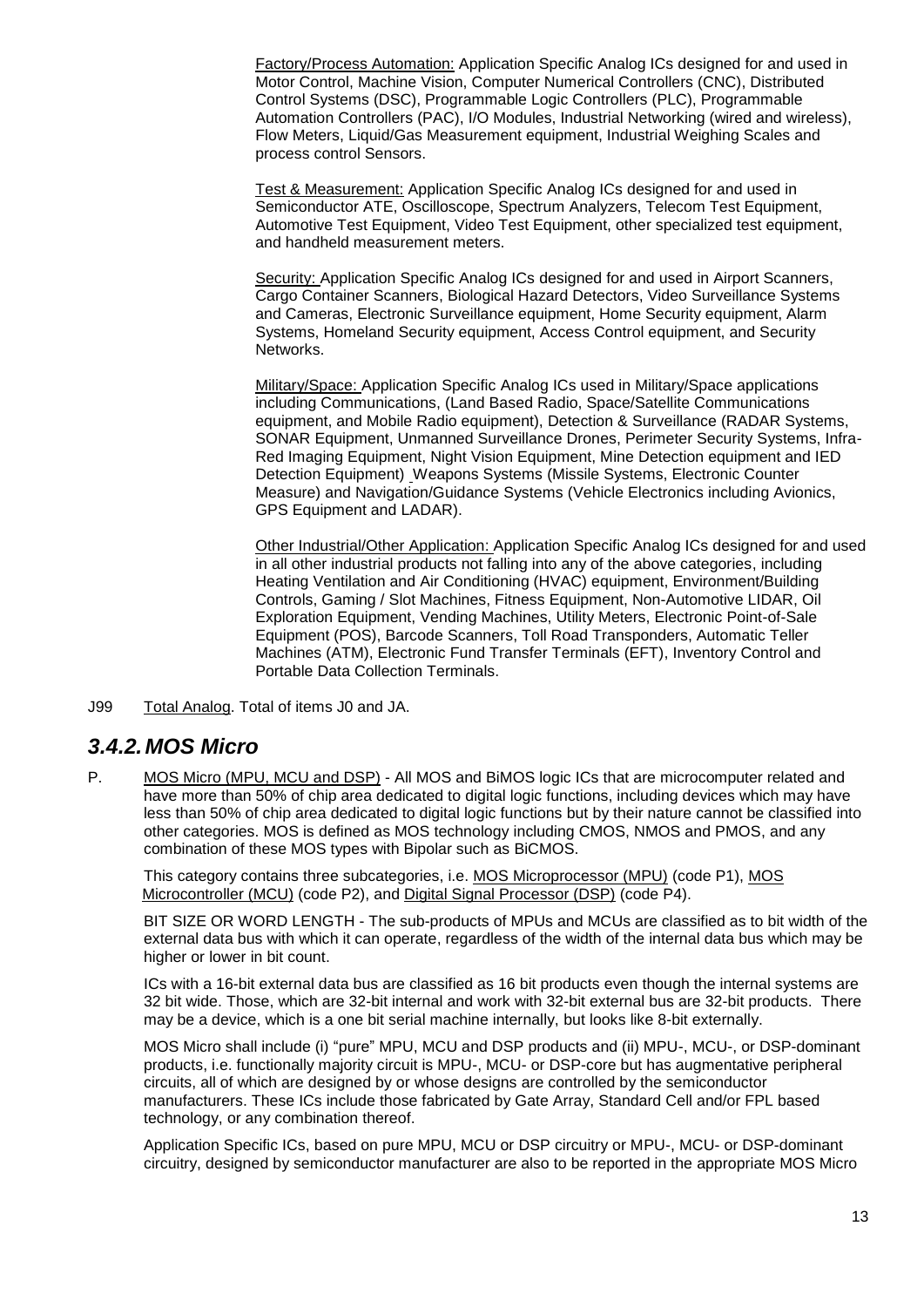<u>Factory/Process Automation:</u> Application Specific Analog ICs designed for and used in Motor Control, Machine Vision, Computer Numerical Controllers (CNC), Distributed Control Systems (DSC), Programmable Logic Controllers (PLC), Programmable Automation Controllers (PAC), I/O Modules, Industrial Networking (wired and wireless), Flow Meters, Liquid/Gas Measurement equipment, Industrial Weighing Scales and process control Sensors.

<u>Test & Measurement:</u> Application Specific Analog ICs designed for and used in Semiconductor ATE, Oscilloscope, Spectrum Analyzers, Telecom Test Equipment, Automotive Test Equipment, Video Test Equipment, other specialized test equipment, and handheld measurement meters.

<u>Security:</u> Application Specific Analog ICs designed for and used in Airport Scanners, Cargo Container Scanners, Biological Hazard Detectors, Video Surveillance Systems and Cameras, Electronic Surveillance equipment, Home Security equipment, Alarm Systems, Homeland Security equipment, Access Control equipment, and Security Networks.

<u>Military/Space:</u> Application Specific Analog ICs used in Military/Space applications including Communications, (Land Based Radio, Space/Satellite Communications equipment, and Mobile Radio equipment), Detection & Surveillance (RADAR Systems, SONAR Equipment, Unmanned Surveillance Drones, Perimeter Security Systems, Infra-Red Imaging Equipment, Night Vision Equipment, Mine Detection equipment and IED Detection Equipment) Weapons Systems (Missile Systems, Electronic Counter Measure) and Navigation/Guidance Systems (Vehicle Electronics including Avionics, GPS Equipment and LADAR).

<u>Other Industrial/Other Application:</u> Application Specific Analog ICs designed for and used in all other industrial products not falling into any of the above categories, including Heating Ventilation and Air Conditioning (HVAC) equipment, Environment/Building Controls, Gaming / Slot Machines, Fitness Equipment, Non-Automotive LIDAR, Oil Exploration Equipment, Vending Machines, Utility Meters, Electronic Point-of-Sale Equipment (POS), Barcode Scanners, Toll Road Transponders, Automatic Teller Machines (ATM), Electronic Fund Transfer Terminals (EFT), Inventory Control and Portable Data Collection Terminals.

J99 <u>Total Analog</u>. Total of items J0 and JA.

## *3.4.2. MOS Micro*

P. <u>MOS Micro (MPU, MCU and DSP)</u> - All MOS and BiMOS logic ICs that are microcomputer related and have more than 50% of chip area dedicated to digital logic functions, including devices which may have less than 50% of chip area dedicated to digital logic functions but by their nature cannot be classified into other categories. MOS is defined as MOS technology including CMOS, NMOS and PMOS, and any combination of these MOS types with Bipolar such as BiCMOS.

This category contains three subcategories, i.e. <u>MOS Microprocessor (MPU)</u> (code P1), <u>MOS Microcontroller (MCU)</u> (code P2), and <u>Digital Signal Processor (DSP)</u> (code P4).

BIT SIZE OR WORD LENGTH - The sub-products of MPUs and MCUs are classified as to bit width of the external data bus with which it can operate, regardless of the width of the internal data bus which may be higher or lower in bit count.

ICs with a 16-bit external data bus are classified as 16 bit products even though the internal systems are 32 bit wide. Those, which are 32-bit internal and work with 32-bit external bus are 32-bit products. There may be a device, which is a one bit serial machine internally, but looks like 8-bit externally.

MOS Micro shall include (i) "pure" MPU, MCU and DSP products and (ii) MPU-, MCU-, or DSP-dominant products, i.e. functionally majority circuit is MPU-, MCU- or DSP-core but has augmentative peripheral circuits, all of which are designed by or whose designs are controlled by the semiconductor manufacturers. These ICs include those fabricated by Gate Array, Standard Cell and/or FPL based technology, or any combination thereof.

Application Specific ICs, based on pure MPU, MCU or DSP circuitry or MPU-, MCU- or DSP-dominant circuitry, designed by semiconductor manufacturer are also to be reported in the appropriate MOS Micro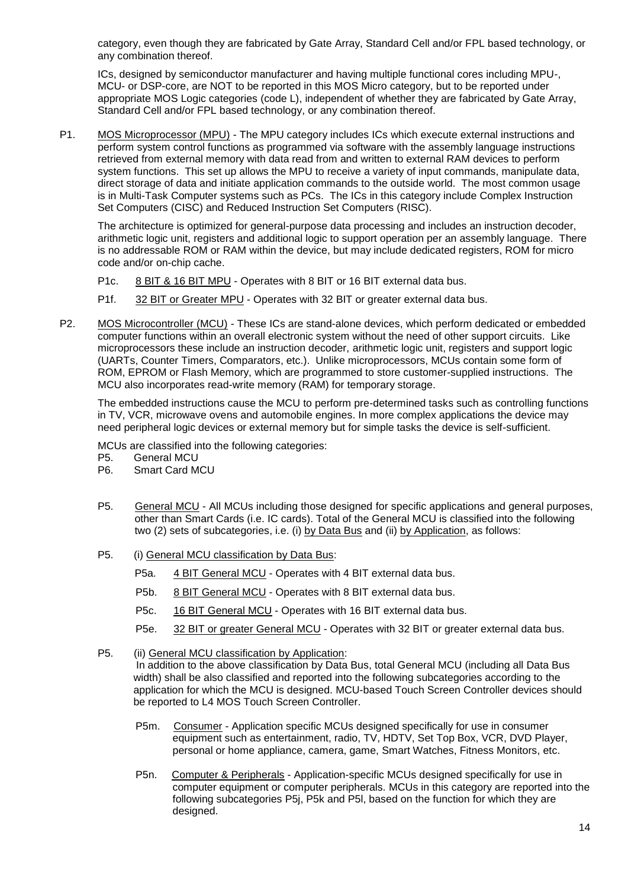category, even though they are fabricated by Gate Array, Standard Cell and/or FPL based technology, or any combination thereof.

ICs, designed by semiconductor manufacturer and having multiple functional cores including MPU-, MCU- or DSP-core, are NOT to be reported in this MOS Micro category, but to be reported under appropriate MOS Logic categories (code L), independent of whether they are fabricated by Gate Array, Standard Cell and/or FPL based technology, or any combination thereof.

P1. MOS Microprocessor (MPU) - The MPU category includes ICs which execute external instructions and perform system control functions as programmed via software with the assembly language instructions retrieved from external memory with data read from and written to external RAM devices to perform system functions. This set up allows the MPU to receive a variety of input commands, manipulate data, direct storage of data and initiate application commands to the outside world. The most common usage is in Multi-Task Computer systems such as PCs. The ICs in this category include Complex Instruction Set Computers (CISC) and Reduced Instruction Set Computers (RISC).

The architecture is optimized for general-purpose data processing and includes an instruction decoder, arithmetic logic unit, registers and additional logic to support operation per an assembly language. There is no addressable ROM or RAM within the device, but may include dedicated registers, ROM for micro code and/or on-chip cache.

P1c. 8 BIT & 16 BIT MPU - Operates with 8 BIT or 16 BIT external data bus.

P1f. 32 BIT or Greater MPU - Operates with 32 BIT or greater external data bus.

P2. MOS Microcontroller (MCU) - These ICs are stand-alone devices, which perform dedicated or embedded computer functions within an overall electronic system without the need of other support circuits. Like microprocessors these include an instruction decoder, arithmetic logic unit, registers and support logic (UARTs, Counter Timers, Comparators, etc.). Unlike microprocessors, MCUs contain some form of ROM, EPROM or Flash Memory, which are programmed to store customer-supplied instructions. The MCU also incorporates read-write memory (RAM) for temporary storage.

The embedded instructions cause the MCU to perform pre-determined tasks such as controlling functions in TV, VCR, microwave ovens and automobile engines. In more complex applications the device may need peripheral logic devices or external memory but for simple tasks the device is self-sufficient.

MCUs are classified into the following categories:
P5. General MCU
P6. Smart Card MCU

P5. General MCU - All MCUs including those designed for specific applications and general purposes, other than Smart Cards (i.e. IC cards). Total of the General MCU is classified into the following two (2) sets of subcategories, i.e. (i) by Data Bus and (ii) by Application, as follows:

P5. (i) General MCU classification by Data Bus:

P5a. 4 BIT General MCU - Operates with 4 BIT external data bus.

P5b. 8 BIT General MCU - Operates with 8 BIT external data bus.

P5c. 16 BIT General MCU - Operates with 16 BIT external data bus.

P5e. 32 BIT or greater General MCU - Operates with 32 BIT or greater external data bus.

P5. (ii) General MCU classification by Application:
In addition to the above classification by Data Bus, total General MCU (including all Data Bus width) shall be also classified and reported into the following subcategories according to the application for which the MCU is designed. MCU-based Touch Screen Controller devices should be reported to L4 MOS Touch Screen Controller.

P5m. Consumer - Application specific MCUs designed specifically for use in consumer equipment such as entertainment, radio, TV, HDTV, Set Top Box, VCR, DVD Player, personal or home appliance, camera, game, Smart Watches, Fitness Monitors, etc.

P5n. Computer & Peripherals - Application-specific MCUs designed specifically for use in computer equipment or computer peripherals. MCUs in this category are reported into the following subcategories P5j, P5k and P5l, based on the function for which they are designed.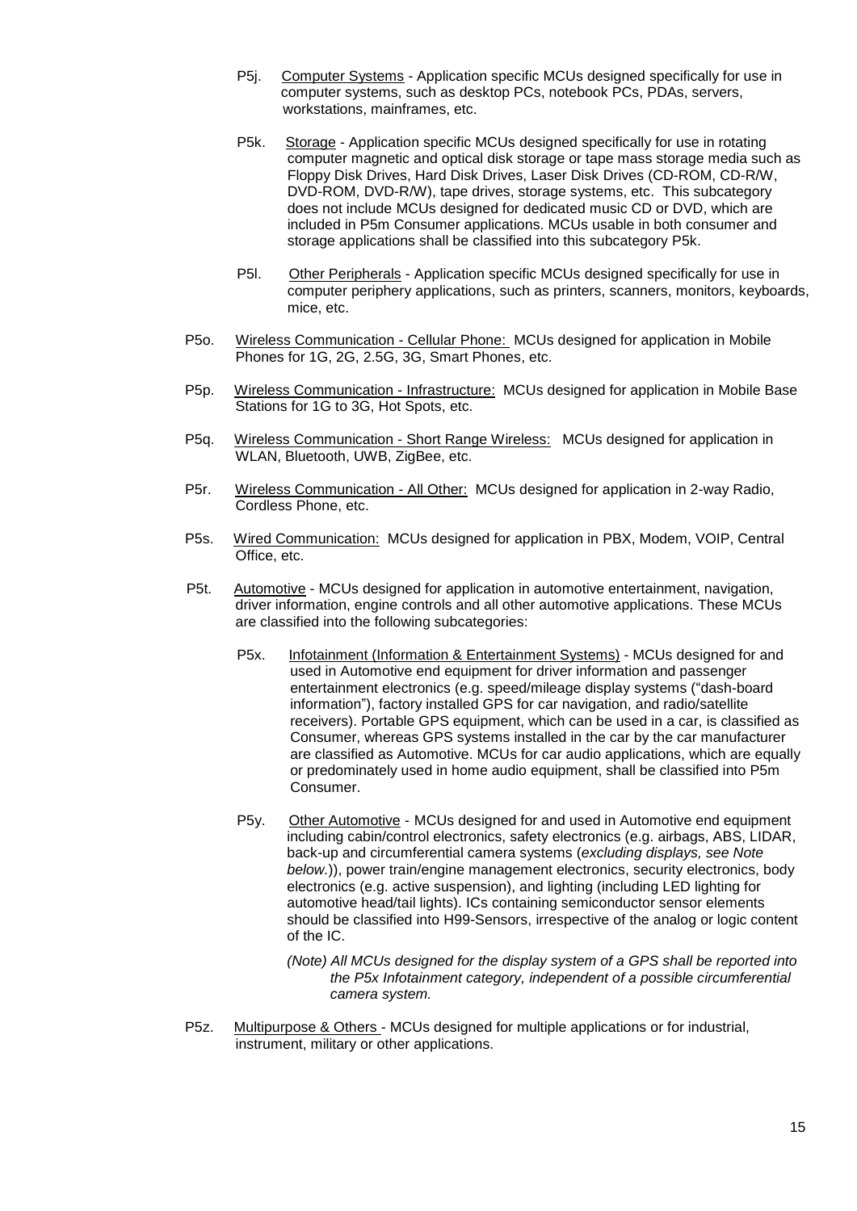P5j. Computer Systems - Application specific MCUs designed specifically for use in computer systems, such as desktop PCs, notebook PCs, PDAs, servers, workstations, mainframes, etc.

P5k. Storage - Application specific MCUs designed specifically for use in rotating computer magnetic and optical disk storage or tape mass storage media such as Floppy Disk Drives, Hard Disk Drives, Laser Disk Drives (CD-ROM, CD-R/W, DVD-ROM, DVD-R/W), tape drives, storage systems, etc. This subcategory does not include MCUs designed for dedicated music CD or DVD, which are included in P5m Consumer applications. MCUs usable in both consumer and storage applications shall be classified into this subcategory P5k.

P5l. Other Peripherals - Application specific MCUs designed specifically for use in computer periphery applications, such as printers, scanners, monitors, keyboards, mice, etc.

P5o. Wireless Communication - Cellular Phone: MCUs designed for application in Mobile Phones for 1G, 2G, 2.5G, 3G, Smart Phones, etc.

P5p. Wireless Communication - Infrastructure: MCUs designed for application in Mobile Base Stations for 1G to 3G, Hot Spots, etc.

P5q. Wireless Communication - Short Range Wireless: MCUs designed for application in WLAN, Bluetooth, UWB, ZigBee, etc.

P5r. Wireless Communication - All Other: MCUs designed for application in 2-way Radio, Cordless Phone, etc.

P5s. Wired Communication: MCUs designed for application in PBX, Modem, VOIP, Central Office, etc.

P5t. Automotive - MCUs designed for application in automotive entertainment, navigation, driver information, engine controls and all other automotive applications. These MCUs are classified into the following subcategories:

P5x. Infotainment (Information & Entertainment Systems) - MCUs designed for and used in Automotive end equipment for driver information and passenger entertainment electronics (e.g. speed/mileage display systems ("dash-board information"), factory installed GPS for car navigation, and radio/satellite receivers). Portable GPS equipment, which can be used in a car, is classified as Consumer, whereas GPS systems installed in the car by the car manufacturer are classified as Automotive. MCUs for car audio applications, which are equally or predominately used in home audio equipment, shall be classified into P5m Consumer.

P5y. Other Automotive - MCUs designed for and used in Automotive end equipment including cabin/control electronics, safety electronics (e.g. airbags, ABS, LIDAR, back-up and circumferential camera systems (*excluding displays, see Note below.*)), power train/engine management electronics, security electronics, body electronics (e.g. active suspension), and lighting (including LED lighting for automotive head/tail lights). ICs containing semiconductor sensor elements should be classified into H99-Sensors, irrespective of the analog or logic content of the IC.

*(Note) All MCUs designed for the display system of a GPS shall be reported into the P5x Infotainment category, independent of a possible circumferential camera system.*

P5z. Multipurpose & Others - MCUs designed for multiple applications or for industrial, instrument, military or other applications.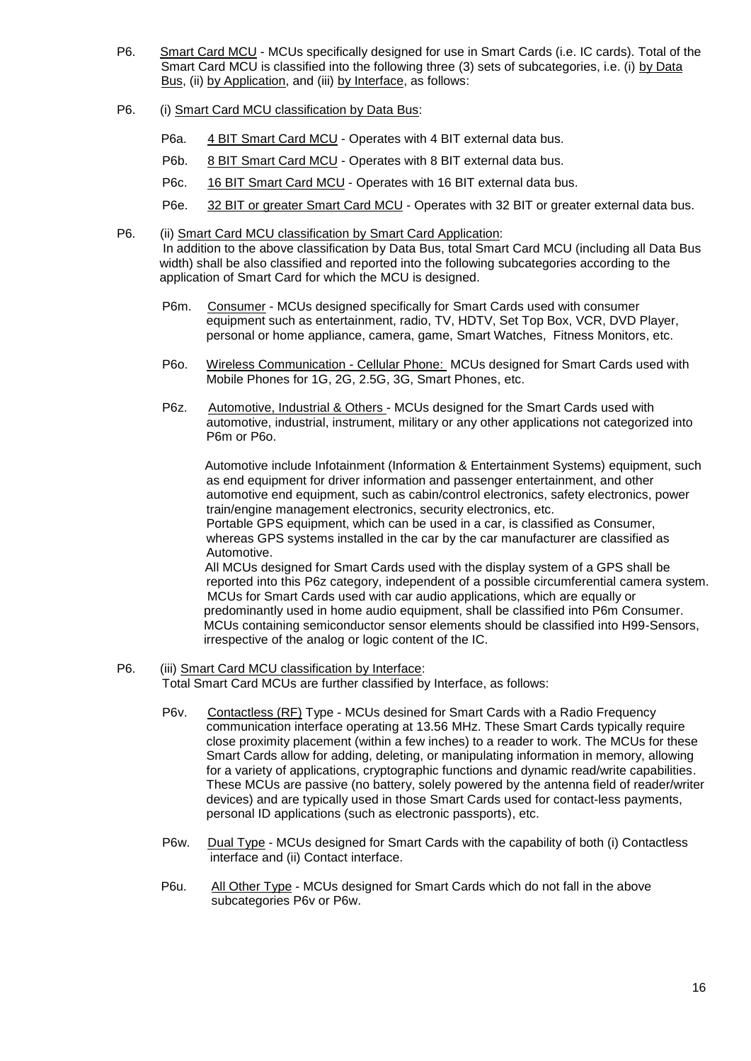P6. Smart Card MCU - MCUs specifically designed for use in Smart Cards (i.e. IC cards). Total of the Smart Card MCU is classified into the following three (3) sets of subcategories, i.e. (i) by Data Bus, (ii) by Application, and (iii) by Interface, as follows:

P6. (i) Smart Card MCU classification by Data Bus:

- P6a. 4 BIT Smart Card MCU - Operates with 4 BIT external data bus.
- P6b. 8 BIT Smart Card MCU - Operates with 8 BIT external data bus.
- P6c. 16 BIT Smart Card MCU - Operates with 16 BIT external data bus.
- P6e. 32 BIT or greater Smart Card MCU - Operates with 32 BIT or greater external data bus.

P6. (ii) Smart Card MCU classification by Smart Card Application:
In addition to the above classification by Data Bus, total Smart Card MCU (including all Data Bus width) shall be also classified and reported into the following subcategories according to the application of Smart Card for which the MCU is designed.

P6m. Consumer - MCUs designed specifically for Smart Cards used with consumer equipment such as entertainment, radio, TV, HDTV, Set Top Box, VCR, DVD Player, personal or home appliance, camera, game, Smart Watches, Fitness Monitors, etc.

P6o. Wireless Communication - Cellular Phone: MCUs designed for Smart Cards used with Mobile Phones for 1G, 2G, 2.5G, 3G, Smart Phones, etc.

P6z. Automotive, Industrial & Others - MCUs designed for the Smart Cards used with automotive, industrial, instrument, military or any other applications not categorized into P6m or P6o.

Automotive include Infotainment (Information & Entertainment Systems) equipment, such as end equipment for driver information and passenger entertainment, and other automotive end equipment, such as cabin/control electronics, safety electronics, power train/engine management electronics, security electronics, etc.
Portable GPS equipment, which can be used in a car, is classified as Consumer, whereas GPS systems installed in the car by the car manufacturer are classified as Automotive.
All MCUs designed for Smart Cards used with the display system of a GPS shall be reported into this P6z category, independent of a possible circumferential camera system.
MCUs for Smart Cards used with car audio applications, which are equally or predominantly used in home audio equipment, shall be classified into P6m Consumer.
MCUs containing semiconductor sensor elements should be classified into H99-Sensors, irrespective of the analog or logic content of the IC.

P6. (iii) Smart Card MCU classification by Interface:
Total Smart Card MCUs are further classified by Interface, as follows:

P6v. Contactless (RF) Type - MCUs desined for Smart Cards with a Radio Frequency communication interface operating at 13.56 MHz. These Smart Cards typically require close proximity placement (within a few inches) to a reader to work. The MCUs for these Smart Cards allow for adding, deleting, or manipulating information in memory, allowing for a variety of applications, cryptographic functions and dynamic read/write capabilities. These MCUs are passive (no battery, solely powered by the antenna field of reader/writer devices) and are typically used in those Smart Cards used for contact-less payments, personal ID applications (such as electronic passports), etc.

P6w. Dual Type - MCUs designed for Smart Cards with the capability of both (i) Contactless interface and (ii) Contact interface.

P6u. All Other Type - MCUs designed for Smart Cards which do not fall in the above subcategories P6v or P6w.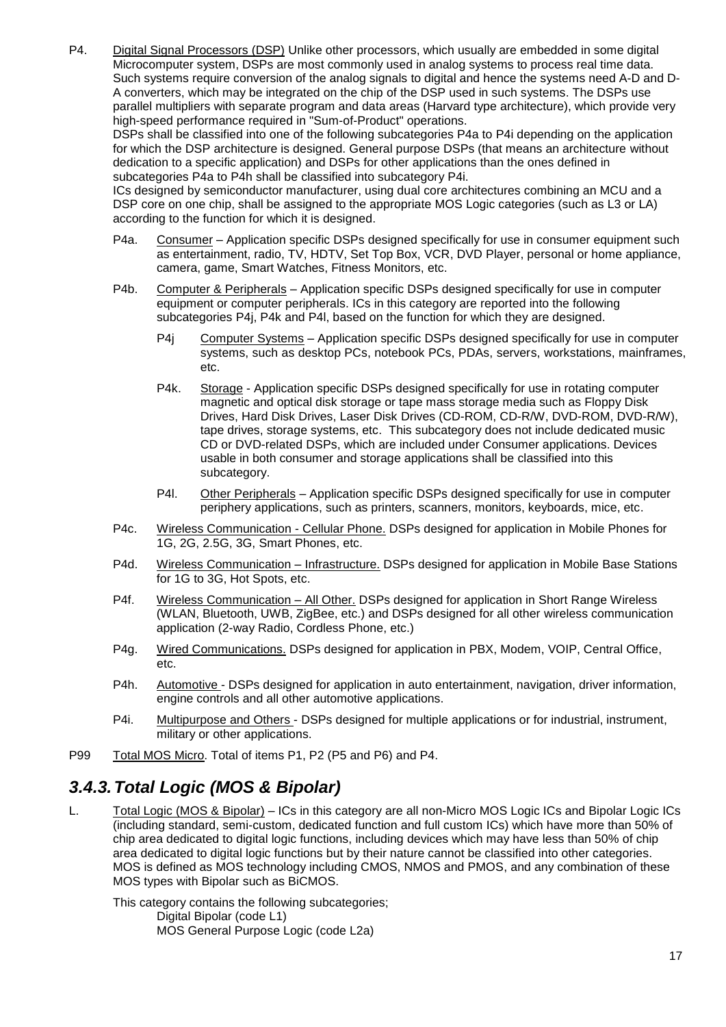P4. Digital Signal Processors (DSP) Unlike other processors, which usually are embedded in some digital Microcomputer system, DSPs are most commonly used in analog systems to process real time data. Such systems require conversion of the analog signals to digital and hence the systems need A-D and D-A converters, which may be integrated on the chip of the DSP used in such systems. The DSPs use parallel multipliers with separate program and data areas (Harvard type architecture), which provide very high-speed performance required in "Sum-of-Product" operations.
DSPs shall be classified into one of the following subcategories P4a to P4i depending on the application for which the DSP architecture is designed. General purpose DSPs (that means an architecture without dedication to a specific application) and DSPs for other applications than the ones defined in subcategories P4a to P4h shall be classified into subcategory P4i.
ICs designed by semiconductor manufacturer, using dual core architectures combining an MCU and a DSP core on one chip, shall be assigned to the appropriate MOS Logic categories (such as L3 or LA) according to the function for which it is designed.

- P4a. Consumer – Application specific DSPs designed specifically for use in consumer equipment such as entertainment, radio, TV, HDTV, Set Top Box, VCR, DVD Player, personal or home appliance, camera, game, Smart Watches, Fitness Monitors, etc.
- P4b. Computer & Peripherals – Application specific DSPs designed specifically for use in computer equipment or computer peripherals. ICs in this category are reported into the following subcategories P4j, P4k and P4l, based on the function for which they are designed.
  - P4j Computer Systems – Application specific DSPs designed specifically for use in computer systems, such as desktop PCs, notebook PCs, PDAs, servers, workstations, mainframes, etc.
  - P4k. Storage - Application specific DSPs designed specifically for use in rotating computer magnetic and optical disk storage or tape mass storage media such as Floppy Disk Drives, Hard Disk Drives, Laser Disk Drives (CD-ROM, CD-R/W, DVD-ROM, DVD-R/W), tape drives, storage systems, etc. This subcategory does not include dedicated music CD or DVD-related DSPs, which are included under Consumer applications. Devices usable in both consumer and storage applications shall be classified into this subcategory.
  - P4l. Other Peripherals – Application specific DSPs designed specifically for use in computer periphery applications, such as printers, scanners, monitors, keyboards, mice, etc.
- P4c. Wireless Communication - Cellular Phone. DSPs designed for application in Mobile Phones for 1G, 2G, 2.5G, 3G, Smart Phones, etc.
- P4d. Wireless Communication – Infrastructure. DSPs designed for application in Mobile Base Stations for 1G to 3G, Hot Spots, etc.
- P4f. Wireless Communication – All Other. DSPs designed for application in Short Range Wireless (WLAN, Bluetooth, UWB, ZigBee, etc.) and DSPs designed for all other wireless communication application (2-way Radio, Cordless Phone, etc.)
- P4g. Wired Communications. DSPs designed for application in PBX, Modem, VOIP, Central Office, etc.
- P4h. Automotive - DSPs designed for application in auto entertainment, navigation, driver information, engine controls and all other automotive applications.
- P4i. Multipurpose and Others - DSPs designed for multiple applications or for industrial, instrument, military or other applications.

P99 Total MOS Micro. Total of items P1, P2 (P5 and P6) and P4.

### *3.4.3. Total Logic (MOS & Bipolar)*

L. Total Logic (MOS & Bipolar) – ICs in this category are all non-Micro MOS Logic ICs and Bipolar Logic ICs (including standard, semi-custom, dedicated function and full custom ICs) which have more than 50% of chip area dedicated to digital logic functions, including devices which may have less than 50% of chip area dedicated to digital logic functions but by their nature cannot be classified into other categories. MOS is defined as MOS technology including CMOS, NMOS and PMOS, and any combination of these MOS types with Bipolar such as BiCMOS.

This category contains the following subcategories;
Digital Bipolar (code L1)
MOS General Purpose Logic (code L2a)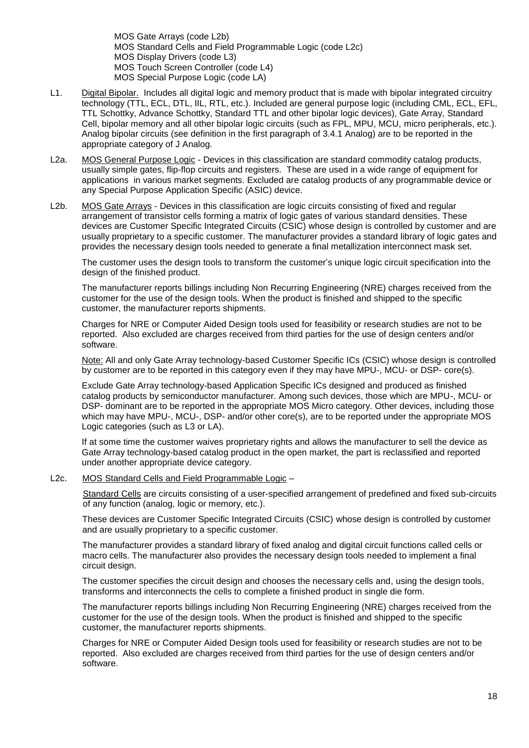MOS Gate Arrays (code L2b)
MOS Standard Cells and Field Programmable Logic (code L2c)
MOS Display Drivers (code L3)
MOS Touch Screen Controller (code L4)
MOS Special Purpose Logic (code LA)

L1. Digital Bipolar. Includes all digital logic and memory product that is made with bipolar integrated circuitry technology (TTL, ECL, DTL, IIL, RTL, etc.). Included are general purpose logic (including CML, ECL, EFL, TTL Schottky, Advance Schottky, Standard TTL and other bipolar logic devices), Gate Array, Standard Cell, bipolar memory and all other bipolar logic circuits (such as FPL, MPU, MCU, micro peripherals, etc.). Analog bipolar circuits (see definition in the first paragraph of 3.4.1 Analog) are to be reported in the appropriate category of J Analog.

L2a. MOS General Purpose Logic - Devices in this classification are standard commodity catalog products, usually simple gates, flip-flop circuits and registers. These are used in a wide range of equipment for applications in various market segments. Excluded are catalog products of any programmable device or any Special Purpose Application Specific (ASIC) device.

L2b. MOS Gate Arrays - Devices in this classification are logic circuits consisting of fixed and regular arrangement of transistor cells forming a matrix of logic gates of various standard densities. These devices are Customer Specific Integrated Circuits (CSIC) whose design is controlled by customer and are usually proprietary to a specific customer. The manufacturer provides a standard library of logic gates and provides the necessary design tools needed to generate a final metallization interconnect mask set.

The customer uses the design tools to transform the customer's unique logic circuit specification into the design of the finished product.

The manufacturer reports billings including Non Recurring Engineering (NRE) charges received from the customer for the use of the design tools. When the product is finished and shipped to the specific customer, the manufacturer reports shipments.

Charges for NRE or Computer Aided Design tools used for feasibility or research studies are not to be reported. Also excluded are charges received from third parties for the use of design centers and/or software.

Note: All and only Gate Array technology-based Customer Specific ICs (CSIC) whose design is controlled by customer are to be reported in this category even if they may have MPU-, MCU- or DSP- core(s).

Exclude Gate Array technology-based Application Specific ICs designed and produced as finished catalog products by semiconductor manufacturer. Among such devices, those which are MPU-, MCU- or DSP- dominant are to be reported in the appropriate MOS Micro category. Other devices, including those which may have MPU-, MCU-, DSP- and/or other core(s), are to be reported under the appropriate MOS Logic categories (such as L3 or LA).

If at some time the customer waives proprietary rights and allows the manufacturer to sell the device as Gate Array technology-based catalog product in the open market, the part is reclassified and reported under another appropriate device category.

L2c. MOS Standard Cells and Field Programmable Logic –

Standard Cells are circuits consisting of a user-specified arrangement of predefined and fixed sub-circuits of any function (analog, logic or memory, etc.).

These devices are Customer Specific Integrated Circuits (CSIC) whose design is controlled by customer and are usually proprietary to a specific customer.

The manufacturer provides a standard library of fixed analog and digital circuit functions called cells or macro cells. The manufacturer also provides the necessary design tools needed to implement a final circuit design.

The customer specifies the circuit design and chooses the necessary cells and, using the design tools, transforms and interconnects the cells to complete a finished product in single die form.

The manufacturer reports billings including Non Recurring Engineering (NRE) charges received from the customer for the use of the design tools. When the product is finished and shipped to the specific customer, the manufacturer reports shipments.

Charges for NRE or Computer Aided Design tools used for feasibility or research studies are not to be reported. Also excluded are charges received from third parties for the use of design centers and/or software.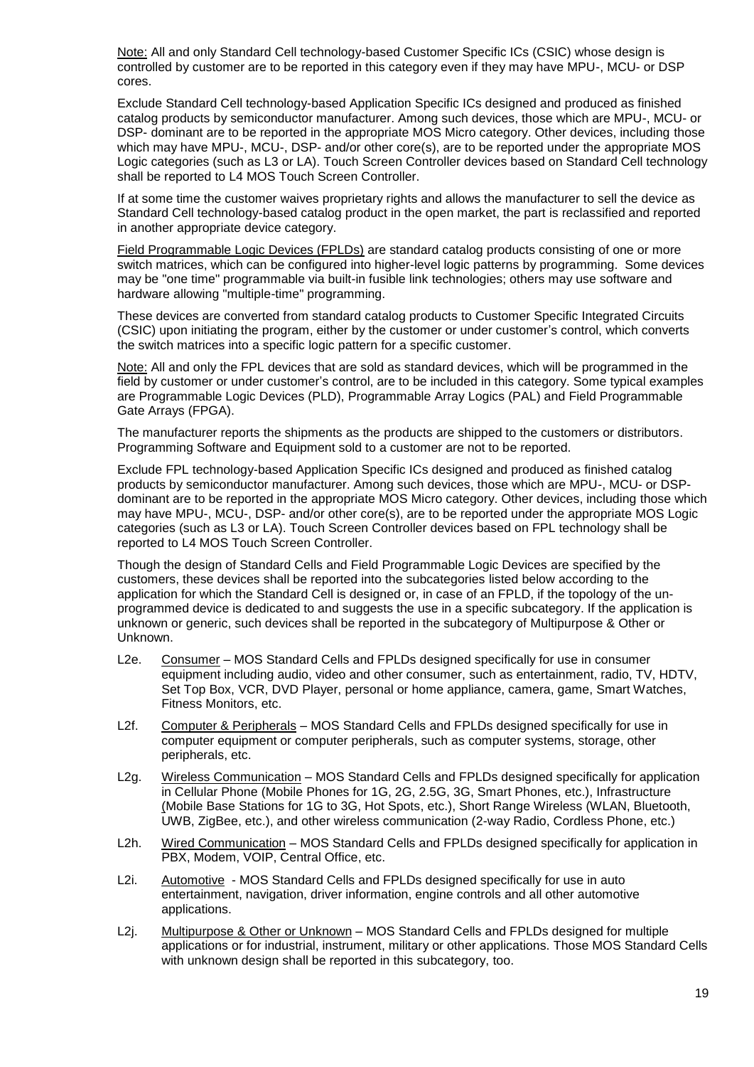Note: All and only Standard Cell technology-based Customer Specific ICs (CSIC) whose design is controlled by customer are to be reported in this category even if they may have MPU-, MCU- or DSP cores.

Exclude Standard Cell technology-based Application Specific ICs designed and produced as finished catalog products by semiconductor manufacturer. Among such devices, those which are MPU-, MCU- or DSP- dominant are to be reported in the appropriate MOS Micro category. Other devices, including those which may have MPU-, MCU-, DSP- and/or other core(s), are to be reported under the appropriate MOS Logic categories (such as L3 or LA). Touch Screen Controller devices based on Standard Cell technology shall be reported to L4 MOS Touch Screen Controller.

If at some time the customer waives proprietary rights and allows the manufacturer to sell the device as Standard Cell technology-based catalog product in the open market, the part is reclassified and reported in another appropriate device category.

Field Programmable Logic Devices (FPLDs) are standard catalog products consisting of one or more switch matrices, which can be configured into higher-level logic patterns by programming. Some devices may be "one time" programmable via built-in fusible link technologies; others may use software and hardware allowing "multiple-time" programming.

These devices are converted from standard catalog products to Customer Specific Integrated Circuits (CSIC) upon initiating the program, either by the customer or under customer's control, which converts the switch matrices into a specific logic pattern for a specific customer.

Note: All and only the FPL devices that are sold as standard devices, which will be programmed in the field by customer or under customer's control, are to be included in this category. Some typical examples are Programmable Logic Devices (PLD), Programmable Array Logics (PAL) and Field Programmable Gate Arrays (FPGA).

The manufacturer reports the shipments as the products are shipped to the customers or distributors. Programming Software and Equipment sold to a customer are not to be reported.

Exclude FPL technology-based Application Specific ICs designed and produced as finished catalog products by semiconductor manufacturer. Among such devices, those which are MPU-, MCU- or DSP-dominant are to be reported in the appropriate MOS Micro category. Other devices, including those which may have MPU-, MCU-, DSP- and/or other core(s), are to be reported under the appropriate MOS Logic categories (such as L3 or LA). Touch Screen Controller devices based on FPL technology shall be reported to L4 MOS Touch Screen Controller.

Though the design of Standard Cells and Field Programmable Logic Devices are specified by the customers, these devices shall be reported into the subcategories listed below according to the application for which the Standard Cell is designed or, in case of an FPLD, if the topology of the un-programmed device is dedicated to and suggests the use in a specific subcategory. If the application is unknown or generic, such devices shall be reported in the subcategory of Multipurpose & Other or Unknown.

- L2e. Consumer – MOS Standard Cells and FPLDs designed specifically for use in consumer equipment including audio, video and other consumer, such as entertainment, radio, TV, HDTV, Set Top Box, VCR, DVD Player, personal or home appliance, camera, game, Smart Watches, Fitness Monitors, etc.
- L2f. Computer & Peripherals – MOS Standard Cells and FPLDs designed specifically for use in computer equipment or computer peripherals, such as computer systems, storage, other peripherals, etc.
- L2g. Wireless Communication – MOS Standard Cells and FPLDs designed specifically for application in Cellular Phone (Mobile Phones for 1G, 2G, 2.5G, 3G, Smart Phones, etc.), Infrastructure (Mobile Base Stations for 1G to 3G, Hot Spots, etc.), Short Range Wireless (WLAN, Bluetooth, UWB, ZigBee, etc.), and other wireless communication (2-way Radio, Cordless Phone, etc.)
- L2h. Wired Communication – MOS Standard Cells and FPLDs designed specifically for application in PBX, Modem, VOIP, Central Office, etc.
- L2i. Automotive - MOS Standard Cells and FPLDs designed specifically for use in auto entertainment, navigation, driver information, engine controls and all other automotive applications.
- L2j. Multipurpose & Other or Unknown – MOS Standard Cells and FPLDs designed for multiple applications or for industrial, instrument, military or other applications. Those MOS Standard Cells with unknown design shall be reported in this subcategory, too.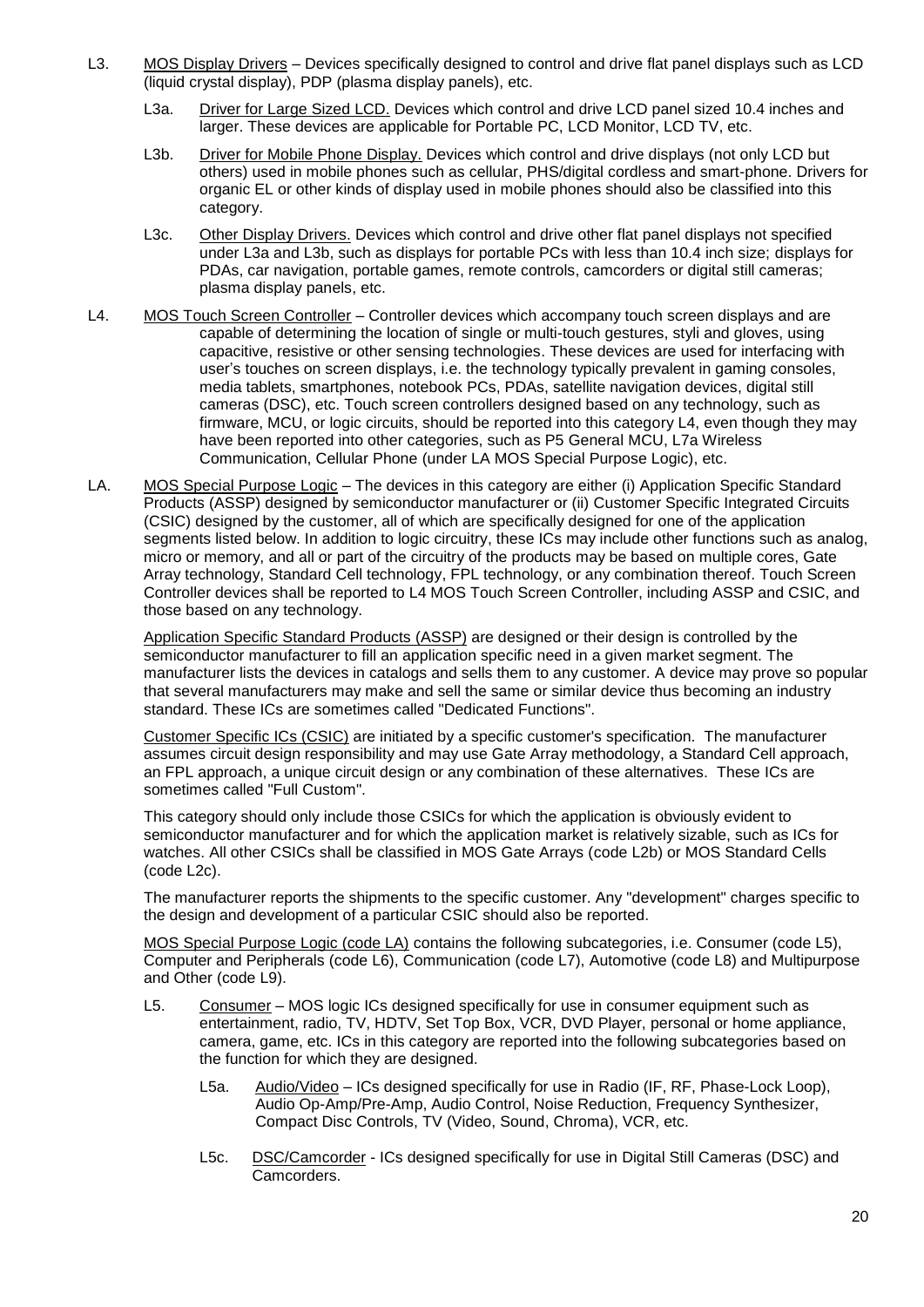L3. MOS Display Drivers – Devices specifically designed to control and drive flat panel displays such as LCD (liquid crystal display), PDP (plasma display panels), etc.

- L3a. Driver for Large Sized LCD. Devices which control and drive LCD panel sized 10.4 inches and larger. These devices are applicable for Portable PC, LCD Monitor, LCD TV, etc.
- L3b. Driver for Mobile Phone Display. Devices which control and drive displays (not only LCD but others) used in mobile phones such as cellular, PHS/digital cordless and smart-phone. Drivers for organic EL or other kinds of display used in mobile phones should also be classified into this category.
- L3c. Other Display Drivers. Devices which control and drive other flat panel displays not specified under L3a and L3b, such as displays for portable PCs with less than 10.4 inch size; displays for PDAs, car navigation, portable games, remote controls, camcorders or digital still cameras; plasma display panels, etc.

L4. MOS Touch Screen Controller – Controller devices which accompany touch screen displays and are capable of determining the location of single or multi-touch gestures, styli and gloves, using capacitive, resistive or other sensing technologies. These devices are used for interfacing with user's touches on screen displays, i.e. the technology typically prevalent in gaming consoles, media tablets, smartphones, notebook PCs, PDAs, satellite navigation devices, digital still cameras (DSC), etc. Touch screen controllers designed based on any technology, such as firmware, MCU, or logic circuits, should be reported into this category L4, even though they may have been reported into other categories, such as P5 General MCU, L7a Wireless Communication, Cellular Phone (under LA MOS Special Purpose Logic), etc.

LA. MOS Special Purpose Logic – The devices in this category are either (i) Application Specific Standard Products (ASSP) designed by semiconductor manufacturer or (ii) Customer Specific Integrated Circuits (CSIC) designed by the customer, all of which are specifically designed for one of the application segments listed below. In addition to logic circuitry, these ICs may include other functions such as analog, micro or memory, and all or part of the circuitry of the products may be based on multiple cores, Gate Array technology, Standard Cell technology, FPL technology, or any combination thereof. Touch Screen Controller devices shall be reported to L4 MOS Touch Screen Controller, including ASSP and CSIC, and those based on any technology.

Application Specific Standard Products (ASSP) are designed or their design is controlled by the semiconductor manufacturer to fill an application specific need in a given market segment. The manufacturer lists the devices in catalogs and sells them to any customer. A device may prove so popular that several manufacturers may make and sell the same or similar device thus becoming an industry standard. These ICs are sometimes called "Dedicated Functions".

Customer Specific ICs (CSIC) are initiated by a specific customer's specification. The manufacturer assumes circuit design responsibility and may use Gate Array methodology, a Standard Cell approach, an FPL approach, a unique circuit design or any combination of these alternatives. These ICs are sometimes called "Full Custom".

This category should only include those CSICs for which the application is obviously evident to semiconductor manufacturer and for which the application market is relatively sizable, such as ICs for watches. All other CSICs shall be classified in MOS Gate Arrays (code L2b) or MOS Standard Cells (code L2c).

The manufacturer reports the shipments to the specific customer. Any "development" charges specific to the design and development of a particular CSIC should also be reported.

MOS Special Purpose Logic (code LA) contains the following subcategories, i.e. Consumer (code L5), Computer and Peripherals (code L6), Communication (code L7), Automotive (code L8) and Multipurpose and Other (code L9).

L5. Consumer – MOS logic ICs designed specifically for use in consumer equipment such as entertainment, radio, TV, HDTV, Set Top Box, VCR, DVD Player, personal or home appliance, camera, game, etc. ICs in this category are reported into the following subcategories based on the function for which they are designed.

- L5a. Audio/Video – ICs designed specifically for use in Radio (IF, RF, Phase-Lock Loop), Audio Op-Amp/Pre-Amp, Audio Control, Noise Reduction, Frequency Synthesizer, Compact Disc Controls, TV (Video, Sound, Chroma), VCR, etc.
- L5c. DSC/Camcorder - ICs designed specifically for use in Digital Still Cameras (DSC) and Camcorders.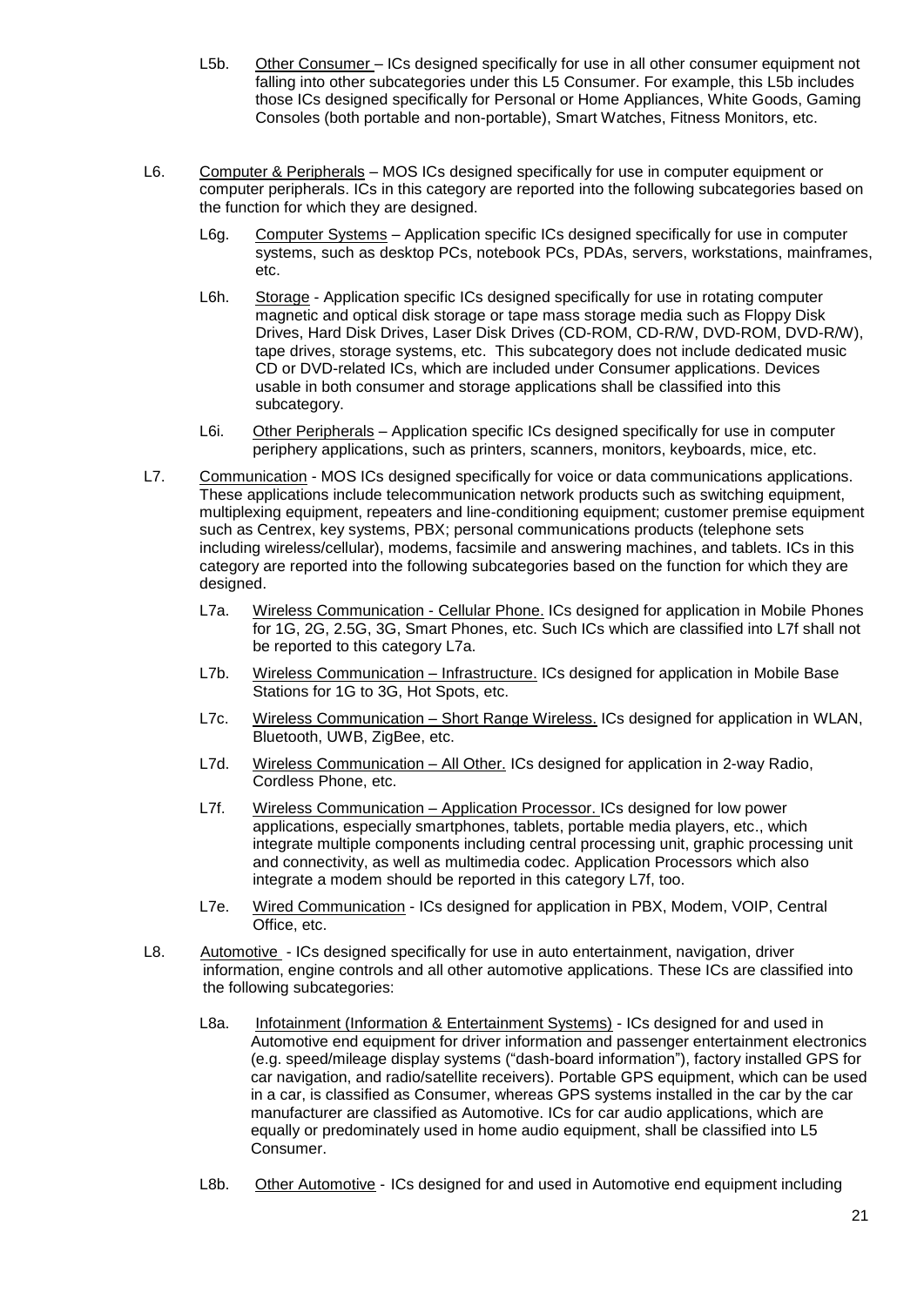- L5b. Other Consumer – ICs designed specifically for use in all other consumer equipment not falling into other subcategories under this L5 Consumer. For example, this L5b includes those ICs designed specifically for Personal or Home Appliances, White Goods, Gaming Consoles (both portable and non-portable), Smart Watches, Fitness Monitors, etc.

L6. Computer & Peripherals – MOS ICs designed specifically for use in computer equipment or computer peripherals. ICs in this category are reported into the following subcategories based on the function for which they are designed.

- L6g. Computer Systems – Application specific ICs designed specifically for use in computer systems, such as desktop PCs, notebook PCs, PDAs, servers, workstations, mainframes, etc.
- L6h. Storage - Application specific ICs designed specifically for use in rotating computer magnetic and optical disk storage or tape mass storage media such as Floppy Disk Drives, Hard Disk Drives, Laser Disk Drives (CD-ROM, CD-R/W, DVD-ROM, DVD-R/W), tape drives, storage systems, etc. This subcategory does not include dedicated music CD or DVD-related ICs, which are included under Consumer applications. Devices usable in both consumer and storage applications shall be classified into this subcategory.
- L6i. Other Peripherals – Application specific ICs designed specifically for use in computer periphery applications, such as printers, scanners, monitors, keyboards, mice, etc.

L7. Communication - MOS ICs designed specifically for voice or data communications applications. These applications include telecommunication network products such as switching equipment, multiplexing equipment, repeaters and line-conditioning equipment; customer premise equipment such as Centrex, key systems, PBX; personal communications products (telephone sets including wireless/cellular), modems, facsimile and answering machines, and tablets. ICs in this category are reported into the following subcategories based on the function for which they are designed.

- L7a. Wireless Communication - Cellular Phone. ICs designed for application in Mobile Phones for 1G, 2G, 2.5G, 3G, Smart Phones, etc. Such ICs which are classified into L7f shall not be reported to this category L7a.
- L7b. Wireless Communication – Infrastructure. ICs designed for application in Mobile Base Stations for 1G to 3G, Hot Spots, etc.
- L7c. Wireless Communication – Short Range Wireless. ICs designed for application in WLAN, Bluetooth, UWB, ZigBee, etc.
- L7d. Wireless Communication – All Other. ICs designed for application in 2-way Radio, Cordless Phone, etc.
- L7f. Wireless Communication – Application Processor. ICs designed for low power applications, especially smartphones, tablets, portable media players, etc., which integrate multiple components including central processing unit, graphic processing unit and connectivity, as well as multimedia codec. Application Processors which also integrate a modem should be reported in this category L7f, too.
- L7e. Wired Communication - ICs designed for application in PBX, Modem, VOIP, Central Office, etc.

L8. Automotive - ICs designed specifically for use in auto entertainment, navigation, driver information, engine controls and all other automotive applications. These ICs are classified into the following subcategories:

- L8a. Infotainment (Information & Entertainment Systems) - ICs designed for and used in Automotive end equipment for driver information and passenger entertainment electronics (e.g. speed/mileage display systems ("dash-board information"), factory installed GPS for car navigation, and radio/satellite receivers). Portable GPS equipment, which can be used in a car, is classified as Consumer, whereas GPS systems installed in the car by the car manufacturer are classified as Automotive. ICs for car audio applications, which are equally or predominately used in home audio equipment, shall be classified into L5 Consumer.
- L8b. Other Automotive - ICs designed for and used in Automotive end equipment including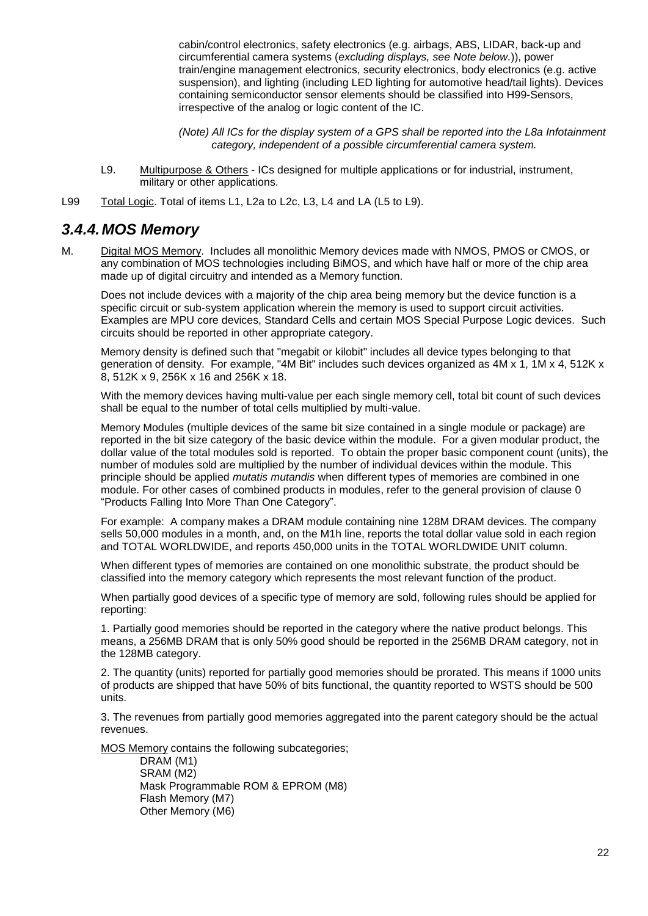cabin/control electronics, safety electronics (e.g. airbags, ABS, LIDAR, back-up and circumferential camera systems (*excluding displays, see Note below.*)), power train/engine management electronics, security electronics, body electronics (e.g. active suspension), and lighting (including LED lighting for automotive head/tail lights). Devices containing semiconductor sensor elements should be classified into H99-Sensors, irrespective of the analog or logic content of the IC.

*(Note) All ICs for the display system of a GPS shall be reported into the L8a Infotainment category, independent of a possible circumferential camera system.*

L9. Multipurpose & Others - ICs designed for multiple applications or for industrial, instrument, military or other applications.

L99 Total Logic. Total of items L1, L2a to L2c, L3, L4 and LA (L5 to L9).

## 3.4.4. MOS Memory

M. Digital MOS Memory. Includes all monolithic Memory devices made with NMOS, PMOS or CMOS, or any combination of MOS technologies including BiMOS, and which have half or more of the chip area made up of digital circuitry and intended as a Memory function.

Does not include devices with a majority of the chip area being memory but the device function is a specific circuit or sub-system application wherein the memory is used to support circuit activities. Examples are MPU core devices, Standard Cells and certain MOS Special Purpose Logic devices. Such circuits should be reported in other appropriate category.

Memory density is defined such that "megabit or kilobit" includes all device types belonging to that generation of density. For example, "4M Bit" includes such devices organized as 4M x 1, 1M x 4, 512K x 8, 512K x 9, 256K x 16 and 256K x 18.

With the memory devices having multi-value per each single memory cell, total bit count of such devices shall be equal to the number of total cells multiplied by multi-value.

Memory Modules (multiple devices of the same bit size contained in a single module or package) are reported in the bit size category of the basic device within the module. For a given modular product, the dollar value of the total modules sold is reported. To obtain the proper basic component count (units), the number of modules sold are multiplied by the number of individual devices within the module. This principle should be applied *mutatis mutandis* when different types of memories are combined in one module. For other cases of combined products in modules, refer to the general provision of clause 0 "Products Falling Into More Than One Category".

For example: A company makes a DRAM module containing nine 128M DRAM devices. The company sells 50,000 modules in a month, and, on the M1h line, reports the total dollar value sold in each region and TOTAL WORLDWIDE, and reports 450,000 units in the TOTAL WORLDWIDE UNIT column.

When different types of memories are contained on one monolithic substrate, the product should be classified into the memory category which represents the most relevant function of the product.

When partially good devices of a specific type of memory are sold, following rules should be applied for reporting:

1. Partially good memories should be reported in the category where the native product belongs. This means, a 256MB DRAM that is only 50% good should be reported in the 256MB DRAM category, not in the 128MB category.

2. The quantity (units) reported for partially good memories should be prorated. This means if 1000 units of products are shipped that have 50% of bits functional, the quantity reported to WSTS should be 500 units.

3. The revenues from partially good memories aggregated into the parent category should be the actual revenues.

MOS Memory contains the following subcategories;

DRAM (M1)
SRAM (M2)
Mask Programmable ROM & EPROM (M8)
Flash Memory (M7)
Other Memory (M6)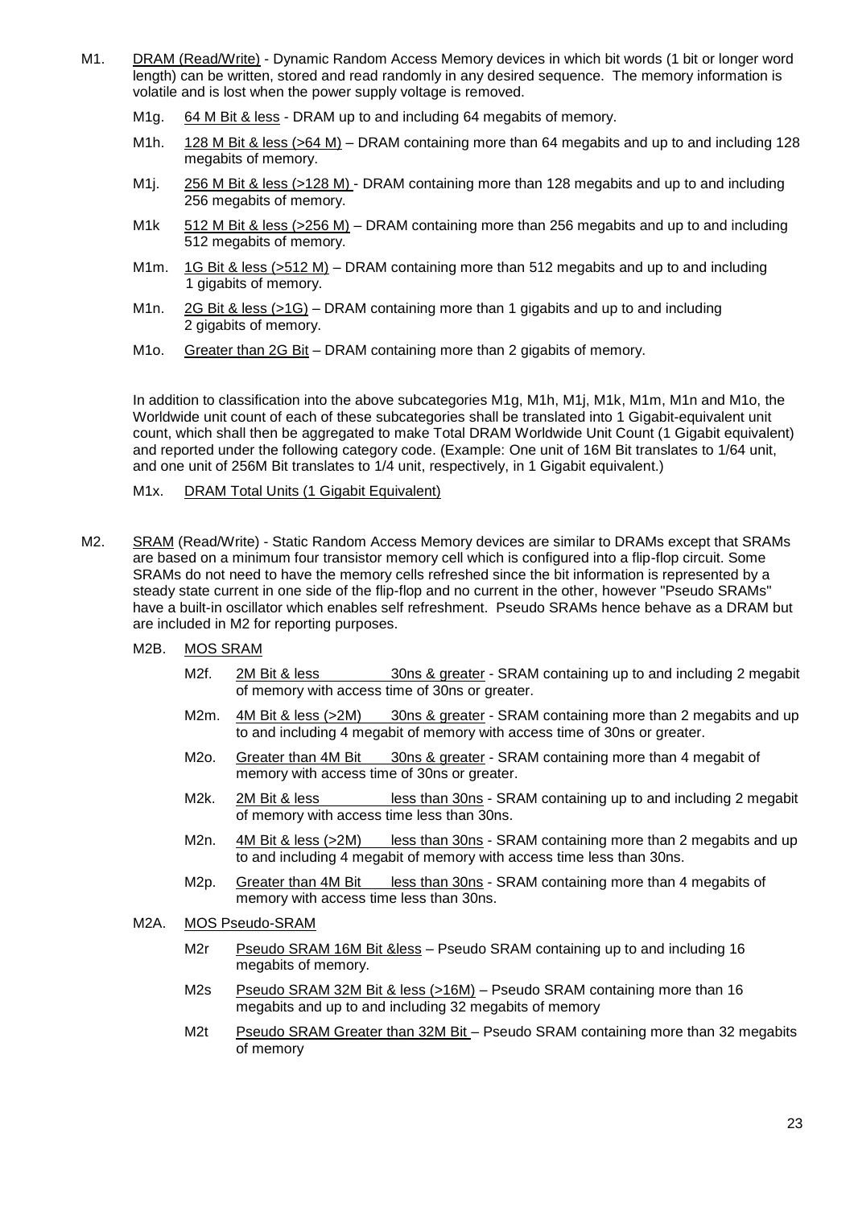M1. <u>DRAM (Read/Write)</u> - Dynamic Random Access Memory devices in which bit words (1 bit or longer word length) can be written, stored and read randomly in any desired sequence. The memory information is volatile and is lost when the power supply voltage is removed.

- M1g. <u>64 M Bit & less</u> - DRAM up to and including 64 megabits of memory.
- M1h. <u>128 M Bit & less (>64 M)</u> – DRAM containing more than 64 megabits and up to and including 128 megabits of memory.
- M1j. <u>256 M Bit & less (>128 M)</u> - DRAM containing more than 128 megabits and up to and including 256 megabits of memory.
- M1k <u>512 M Bit & less (>256 M)</u> – DRAM containing more than 256 megabits and up to and including 512 megabits of memory.
- M1m. <u>1G Bit & less (>512 M)</u> – DRAM containing more than 512 megabits and up to and including 1 gigabits of memory.
- M1n. <u>2G Bit & less (>1G)</u> – DRAM containing more than 1 gigabits and up to and including 2 gigabits of memory.
- M1o. <u>Greater than 2G Bit</u> – DRAM containing more than 2 gigabits of memory.

In addition to classification into the above subcategories M1g, M1h, M1j, M1k, M1m, M1n and M1o, the Worldwide unit count of each of these subcategories shall be translated into 1 Gigabit-equivalent unit count, which shall then be aggregated to make Total DRAM Worldwide Unit Count (1 Gigabit equivalent) and reported under the following category code. (Example: One unit of 16M Bit translates to 1/64 unit, and one unit of 256M Bit translates to 1/4 unit, respectively, in 1 Gigabit equivalent.)

- M1x. <u>DRAM Total Units (1 Gigabit Equivalent)</u>

M2. <u>SRAM</u> (Read/Write) - Static Random Access Memory devices are similar to DRAMs except that SRAMs are based on a minimum four transistor memory cell which is configured into a flip-flop circuit. Some SRAMs do not need to have the memory cells refreshed since the bit information is represented by a steady state current in one side of the flip-flop and no current in the other, however "Pseudo SRAMs" have a built-in oscillator which enables self refreshment. Pseudo SRAMs hence behave as a DRAM but are included in M2 for reporting purposes.

M2B. <u>MOS SRAM</u>

- M2f. <u>2M Bit & less</u> <u>30ns & greater</u> - SRAM containing up to and including 2 megabit of memory with access time of 30ns or greater.
- M2m. <u>4M Bit & less (>2M)</u> <u>30ns & greater</u> - SRAM containing more than 2 megabits and up to and including 4 megabit of memory with access time of 30ns or greater.
- M2o. <u>Greater than 4M Bit</u> <u>30ns & greater</u> - SRAM containing more than 4 megabit of memory with access time of 30ns or greater.
- M2k. <u>2M Bit & less</u> <u>less than 30ns</u> - SRAM containing up to and including 2 megabit of memory with access time less than 30ns.
- M2n. <u>4M Bit & less (>2M)</u> <u>less than 30ns</u> - SRAM containing more than 2 megabits and up to and including 4 megabit of memory with access time less than 30ns.
- M2p. <u>Greater than 4M Bit</u> <u>less than 30ns</u> - SRAM containing more than 4 megabits of memory with access time less than 30ns.

M2A. <u>MOS Pseudo-SRAM</u>

- M2r <u>Pseudo SRAM 16M Bit &less</u> – Pseudo SRAM containing up to and including 16 megabits of memory.
- M2s <u>Pseudo SRAM 32M Bit & less (>16M)</u> – Pseudo SRAM containing more than 16 megabits and up to and including 32 megabits of memory
- M2t <u>Pseudo SRAM Greater than 32M Bit</u> – Pseudo SRAM containing more than 32 megabits of memory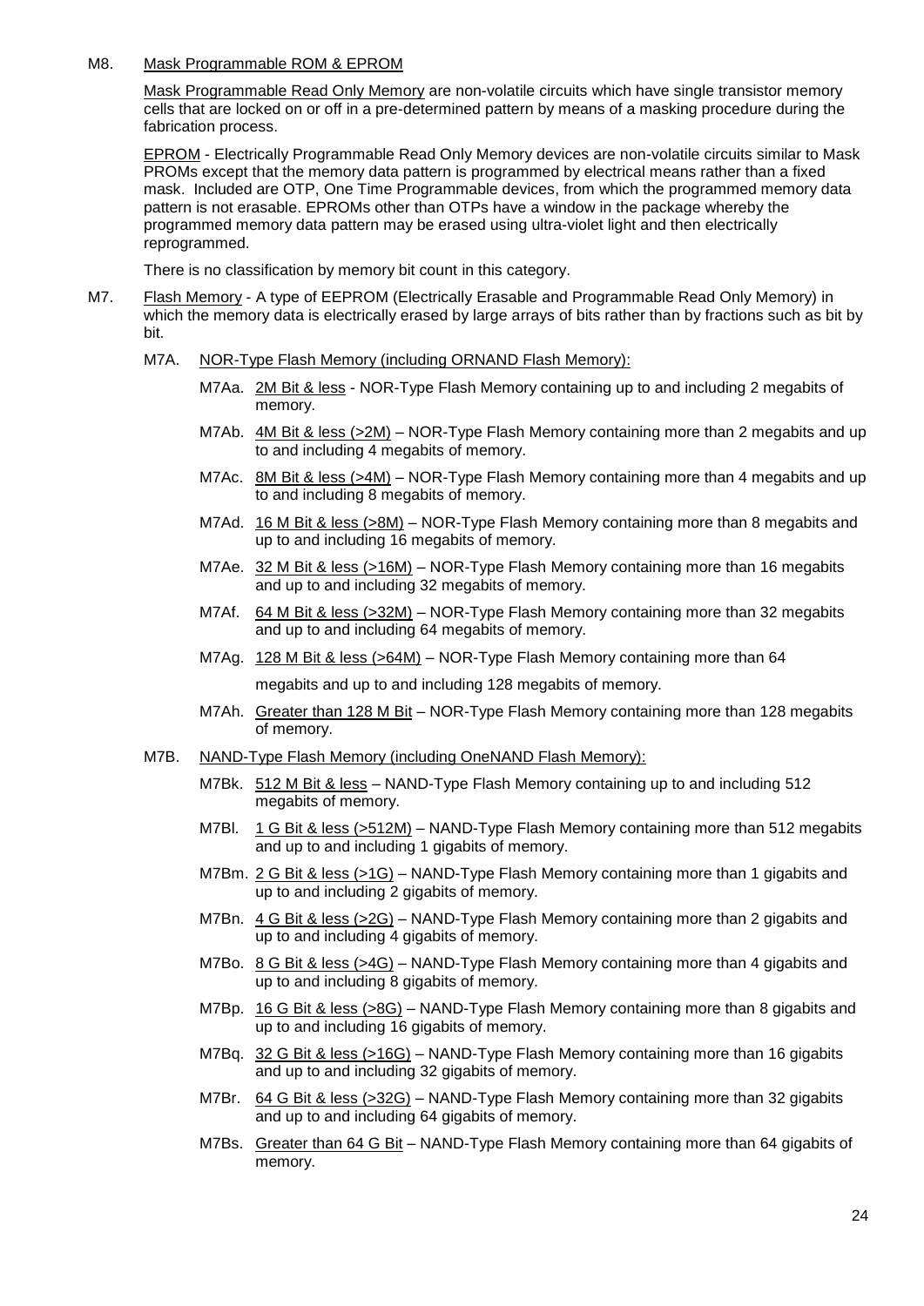M8. Mask Programmable ROM & EPROM

Mask Programmable Read Only Memory are non-volatile circuits which have single transistor memory cells that are locked on or off in a pre-determined pattern by means of a masking procedure during the fabrication process.

EPROM - Electrically Programmable Read Only Memory devices are non-volatile circuits similar to Mask PROMs except that the memory data pattern is programmed by electrical means rather than a fixed mask. Included are OTP, One Time Programmable devices, from which the programmed memory data pattern is not erasable. EPROMs other than OTPs have a window in the package whereby the programmed memory data pattern may be erased using ultra-violet light and then electrically reprogrammed.

There is no classification by memory bit count in this category.

M7. Flash Memory - A type of EEPROM (Electrically Erasable and Programmable Read Only Memory) in which the memory data is electrically erased by large arrays of bits rather than by fractions such as bit by bit.

- M7A. NOR-Type Flash Memory (including ORNAND Flash Memory):
  - M7Aa. 2M Bit & less - NOR-Type Flash Memory containing up to and including 2 megabits of memory.
  - M7Ab. 4M Bit & less (>2M) – NOR-Type Flash Memory containing more than 2 megabits and up to and including 4 megabits of memory.
  - M7Ac. 8M Bit & less (>4M) – NOR-Type Flash Memory containing more than 4 megabits and up to and including 8 megabits of memory.
  - M7Ad. 16 M Bit & less (>8M) – NOR-Type Flash Memory containing more than 8 megabits and up to and including 16 megabits of memory.
  - M7Ae. 32 M Bit & less (>16M) – NOR-Type Flash Memory containing more than 16 megabits and up to and including 32 megabits of memory.
  - M7Af. 64 M Bit & less (>32M) – NOR-Type Flash Memory containing more than 32 megabits and up to and including 64 megabits of memory.
  - M7Ag. 128 M Bit & less (>64M) – NOR-Type Flash Memory containing more than 64 megabits and up to and including 128 megabits of memory.
  - M7Ah. Greater than 128 M Bit – NOR-Type Flash Memory containing more than 128 megabits of memory.
- M7B. NAND-Type Flash Memory (including OneNAND Flash Memory):
  - M7Bk. 512 M Bit & less – NAND-Type Flash Memory containing up to and including 512 megabits of memory.
  - M7Bl. 1 G Bit & less (>512M) – NAND-Type Flash Memory containing more than 512 megabits and up to and including 1 gigabits of memory.
  - M7Bm. 2 G Bit & less (>1G) – NAND-Type Flash Memory containing more than 1 gigabits and up to and including 2 gigabits of memory.
  - M7Bn. 4 G Bit & less (>2G) – NAND-Type Flash Memory containing more than 2 gigabits and up to and including 4 gigabits of memory.
  - M7Bo. 8 G Bit & less (>4G) – NAND-Type Flash Memory containing more than 4 gigabits and up to and including 8 gigabits of memory.
  - M7Bp. 16 G Bit & less (>8G) – NAND-Type Flash Memory containing more than 8 gigabits and up to and including 16 gigabits of memory.
  - M7Bq. 32 G Bit & less (>16G) – NAND-Type Flash Memory containing more than 16 gigabits and up to and including 32 gigabits of memory.
  - M7Br. 64 G Bit & less (>32G) – NAND-Type Flash Memory containing more than 32 gigabits and up to and including 64 gigabits of memory.
  - M7Bs. Greater than 64 G Bit – NAND-Type Flash Memory containing more than 64 gigabits of memory.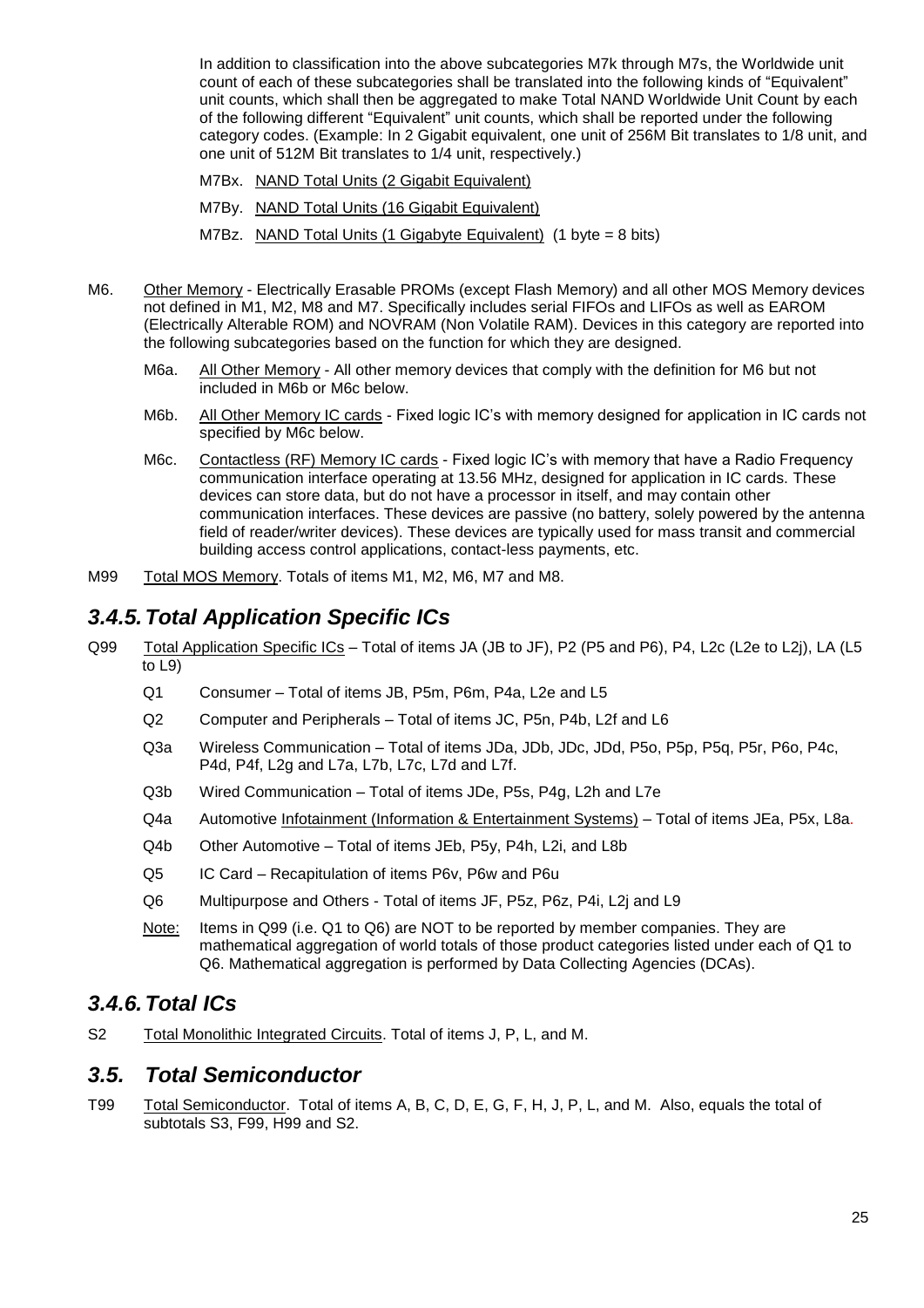In addition to classification into the above subcategories M7k through M7s, the Worldwide unit count of each of these subcategories shall be translated into the following kinds of "Equivalent" unit counts, which shall then be aggregated to make Total NAND Worldwide Unit Count by each of the following different "Equivalent" unit counts, which shall be reported under the following category codes. (Example: In 2 Gigabit equivalent, one unit of 256M Bit translates to 1/8 unit, and one unit of 512M Bit translates to 1/4 unit, respectively.)

M7Bx. NAND Total Units (2 Gigabit Equivalent)

M7By. NAND Total Units (16 Gigabit Equivalent)

M7Bz. NAND Total Units (1 Gigabyte Equivalent) (1 byte = 8 bits)

M6. Other Memory - Electrically Erasable PROMs (except Flash Memory) and all other MOS Memory devices not defined in M1, M2, M8 and M7. Specifically includes serial FIFOs and LIFOs as well as EAROM (Electrically Alterable ROM) and NOVRAM (Non Volatile RAM). Devices in this category are reported into the following subcategories based on the function for which they are designed.

- M6a. All Other Memory - All other memory devices that comply with the definition for M6 but not included in M6b or M6c below.
- M6b. All Other Memory IC cards - Fixed logic IC's with memory designed for application in IC cards not specified by M6c below.
- M6c. Contactless (RF) Memory IC cards - Fixed logic IC's with memory that have a Radio Frequency communication interface operating at 13.56 MHz, designed for application in IC cards. These devices can store data, but do not have a processor in itself, and may contain other communication interfaces. These devices are passive (no battery, solely powered by the antenna field of reader/writer devices). These devices are typically used for mass transit and commercial building access control applications, contact-less payments, etc.

M99 Total MOS Memory. Totals of items M1, M2, M6, M7 and M8.

## *3.4.5. Total Application Specific ICs*

Q99 Total Application Specific ICs – Total of items JA (JB to JF), P2 (P5 and P6), P4, L2c (L2e to L2j), LA (L5 to L9)

- Q1 Consumer – Total of items JB, P5m, P6m, P4a, L2e and L5
- Q2 Computer and Peripherals – Total of items JC, P5n, P4b, L2f and L6
- Q3a Wireless Communication – Total of items JDa, JDb, JDc, JDd, P5o, P5p, P5q, P5r, P6o, P4c, P4d, P4f, L2g and L7a, L7b, L7c, L7d and L7f.
- Q3b Wired Communication – Total of items JDe, P5s, P4g, L2h and L7e
- Q4a Automotive Infotainment (Information & Entertainment Systems) – Total of items JEa, P5x, L8a.
- Q4b Other Automotive – Total of items JEb, P5y, P4h, L2i, and L8b
- Q5 IC Card – Recapitulation of items P6v, P6w and P6u
- Q6 Multipurpose and Others - Total of items JF, P5z, P6z, P4i, L2j and L9

Note: Items in Q99 (i.e. Q1 to Q6) are NOT to be reported by member companies. They are mathematical aggregation of world totals of those product categories listed under each of Q1 to Q6. Mathematical aggregation is performed by Data Collecting Agencies (DCAs).

## *3.4.6. Total ICs*

S2 Total Monolithic Integrated Circuits. Total of items J, P, L, and M.

## *3.5. Total Semiconductor*

T99 Total Semiconductor. Total of items A, B, C, D, E, G, F, H, J, P, L, and M. Also, equals the total of subtotals S3, F99, H99 and S2.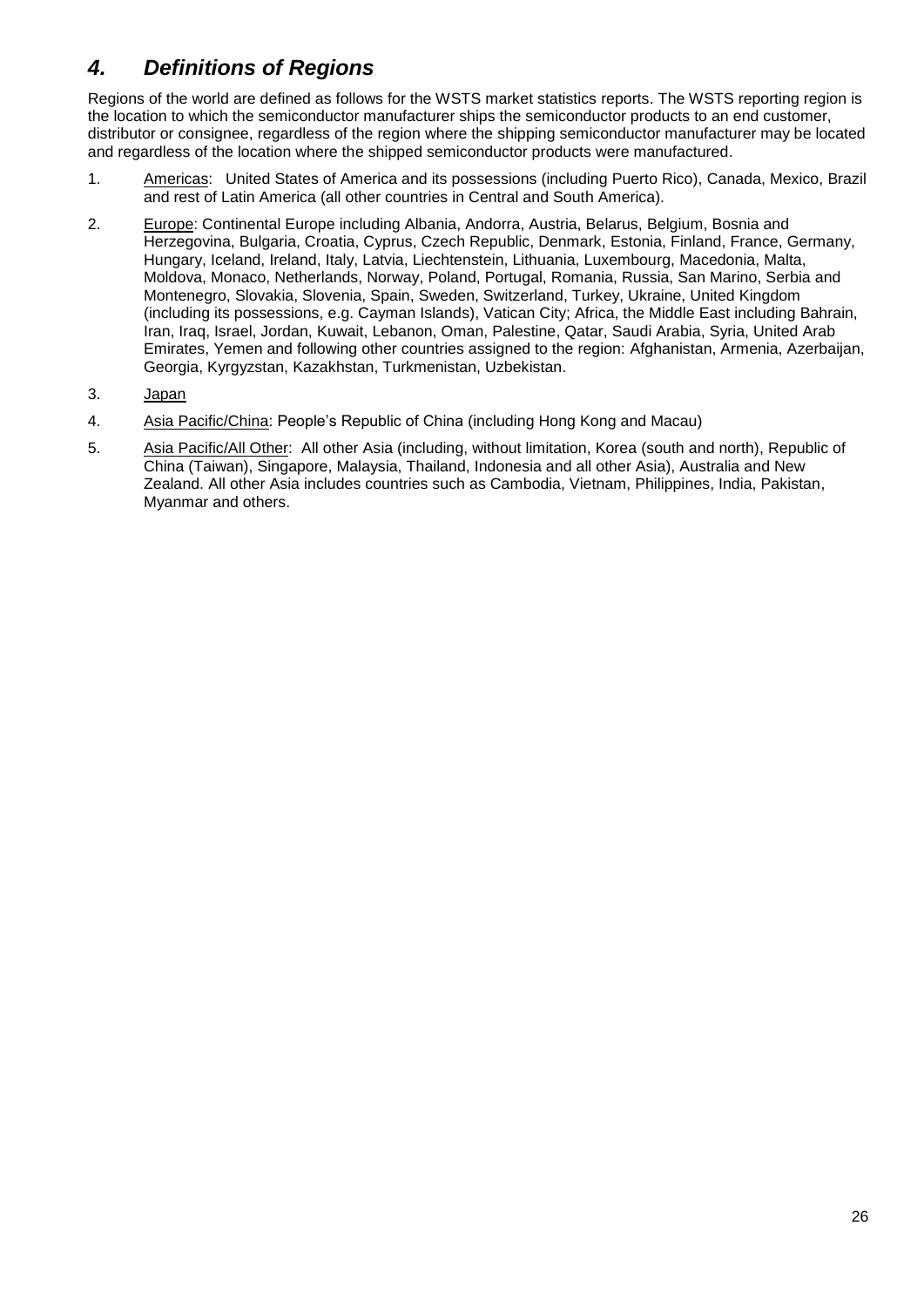## *4. Definitions of Regions*

Regions of the world are defined as follows for the WSTS market statistics reports. The WSTS reporting region is the location to which the semiconductor manufacturer ships the semiconductor products to an end customer, distributor or consignee, regardless of the region where the shipping semiconductor manufacturer may be located and regardless of the location where the shipped semiconductor products were manufactured.

1. <u>Americas</u>: United States of America and its possessions (including Puerto Rico), Canada, Mexico, Brazil and rest of Latin America (all other countries in Central and South America).

2. <u>Europe</u>: Continental Europe including Albania, Andorra, Austria, Belarus, Belgium, Bosnia and Herzegovina, Bulgaria, Croatia, Cyprus, Czech Republic, Denmark, Estonia, Finland, France, Germany, Hungary, Iceland, Ireland, Italy, Latvia, Liechtenstein, Lithuania, Luxembourg, Macedonia, Malta, Moldova, Monaco, Netherlands, Norway, Poland, Portugal, Romania, Russia, San Marino, Serbia and Montenegro, Slovakia, Slovenia, Spain, Sweden, Switzerland, Turkey, Ukraine, United Kingdom (including its possessions, e.g. Cayman Islands), Vatican City; Africa, the Middle East including Bahrain, Iran, Iraq, Israel, Jordan, Kuwait, Lebanon, Oman, Palestine, Qatar, Saudi Arabia, Syria, United Arab Emirates, Yemen and following other countries assigned to the region: Afghanistan, Armenia, Azerbaijan, Georgia, Kyrgyzstan, Kazakhstan, Turkmenistan, Uzbekistan.

3. <u>Japan</u>

4. <u>Asia Pacific/China</u>: People's Republic of China (including Hong Kong and Macau)

5. <u>Asia Pacific/All Other</u>: All other Asia (including, without limitation, Korea (south and north), Republic of China (Taiwan), Singapore, Malaysia, Thailand, Indonesia and all other Asia), Australia and New Zealand. All other Asia includes countries such as Cambodia, Vietnam, Philippines, India, Pakistan, Myanmar and others.